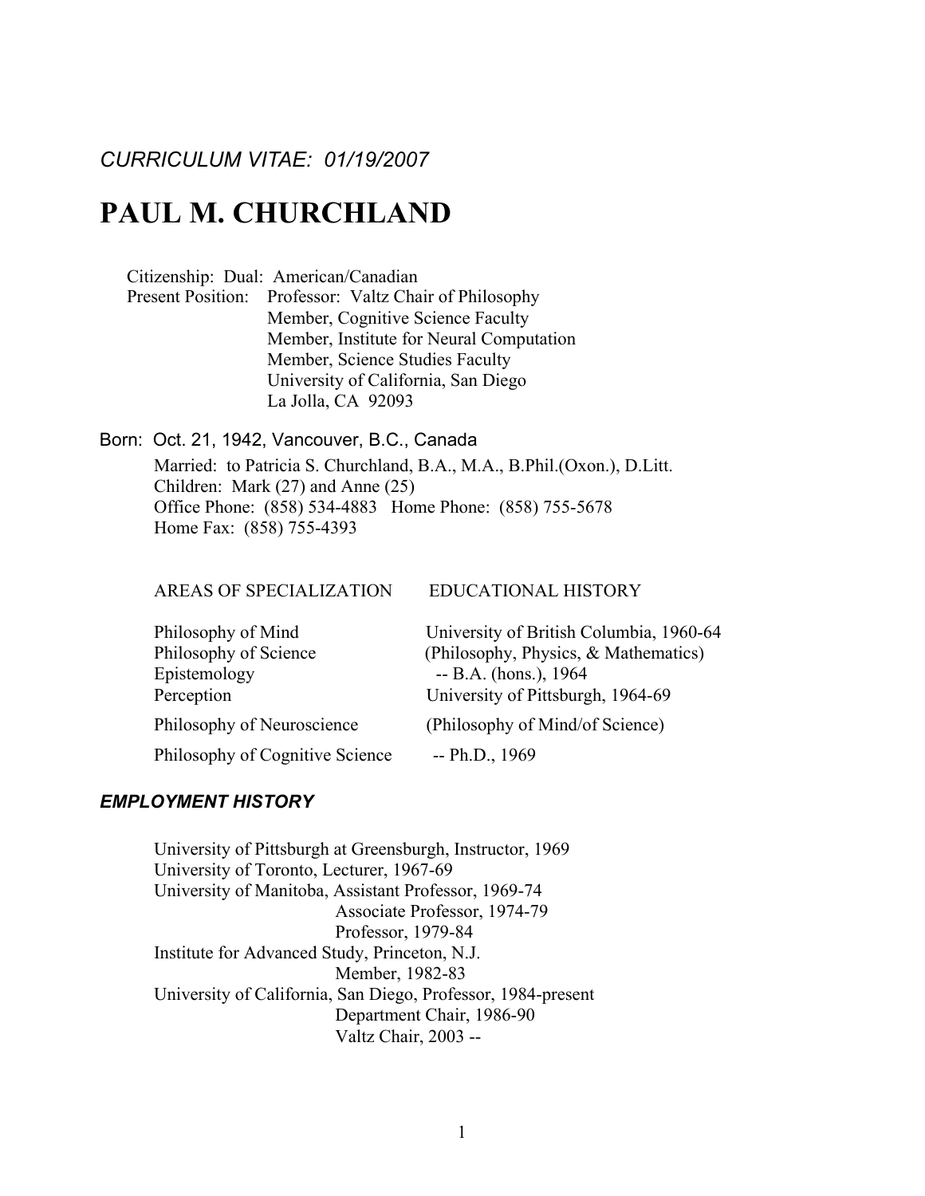*CURRICULUM VITAE: 01/19/2007*

# PAUL M. CHURCHLAND

Citizenship: Dual: American/Canadian
Present Position: Professor: Valtz Chair of Philosophy
Member, Cognitive Science Faculty
Member, Institute for Neural Computation
Member, Science Studies Faculty
University of California, San Diego
La Jolla, CA 92093

Born: Oct. 21, 1942, Vancouver, B.C., Canada

Married: to Patricia S. Churchland, B.A., M.A., B.Phil.(Oxon.), D.Litt.
Children: Mark (27) and Anne (25)
Office Phone: (858) 534-4883 Home Phone: (858) 755-5678
Home Fax: (858) 755-4393

| AREAS OF SPECIALIZATION | EDUCATIONAL HISTORY |
|---|---|
| Philosophy of Mind | University of British Columbia, 1960-64 |
| Philosophy of Science | (Philosophy, Physics, & Mathematics) |
| Epistemology | -- B.A. (hons.), 1964 |
| Perception | University of Pittsburgh, 1964-69 |
| Philosophy of Neuroscience | (Philosophy of Mind/of Science) |
| Philosophy of Cognitive Science | -- Ph.D., 1969 |

### *EMPLOYMENT HISTORY*

University of Pittsburgh at Greensburgh, Instructor, 1969
University of Toronto, Lecturer, 1967-69
University of Manitoba, Assistant Professor, 1969-74
Associate Professor, 1974-79
Professor, 1979-84
Institute for Advanced Study, Princeton, N.J.
Member, 1982-83
University of California, San Diego, Professor, 1984-present
Department Chair, 1986-90
Valtz Chair, 2003 --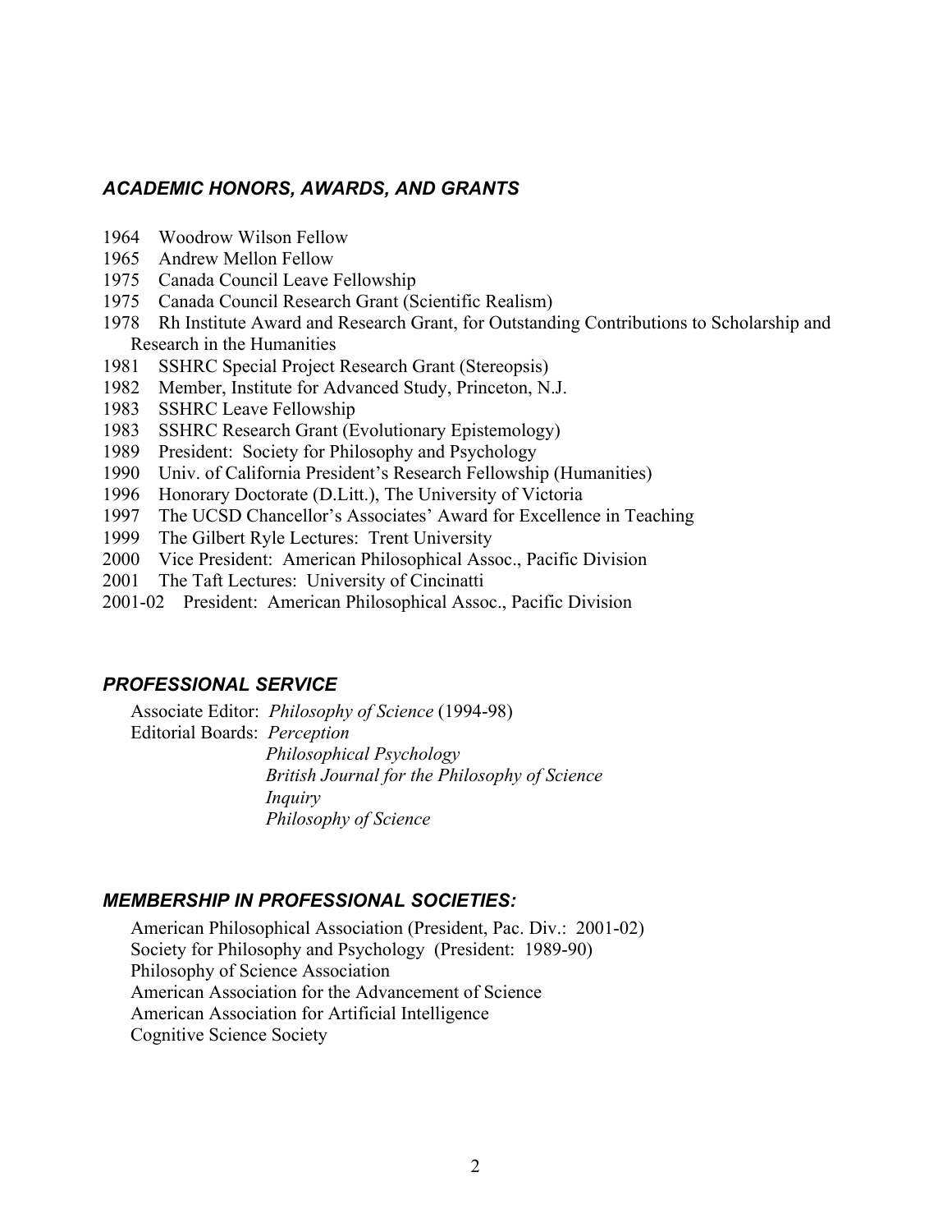## *ACADEMIC HONORS, AWARDS, AND GRANTS*

1964 Woodrow Wilson Fellow  
1965 Andrew Mellon Fellow  
1975 Canada Council Leave Fellowship  
1975 Canada Council Research Grant (Scientific Realism)  
1978 Rh Institute Award and Research Grant, for Outstanding Contributions to Scholarship and Research in the Humanities  
1981 SSHRC Special Project Research Grant (Stereopsis)  
1982 Member, Institute for Advanced Study, Princeton, N.J.  
1983 SSHRC Leave Fellowship  
1983 SSHRC Research Grant (Evolutionary Epistemology)  
1989 President: Society for Philosophy and Psychology  
1990 Univ. of California President's Research Fellowship (Humanities)  
1996 Honorary Doctorate (D.Litt.), The University of Victoria  
1997 The UCSD Chancellor's Associates' Award for Excellence in Teaching  
1999 The Gilbert Ryle Lectures: Trent University  
2000 Vice President: American Philosophical Assoc., Pacific Division  
2001 The Taft Lectures: University of Cincinatti  
2001-02 President: American Philosophical Assoc., Pacific Division

## *PROFESSIONAL SERVICE*

Associate Editor: *Philosophy of Science* (1994-98)  
Editorial Boards: *Perception*  
*Philosophical Psychology*  
*British Journal for the Philosophy of Science*  
*Inquiry*  
*Philosophy of Science*

## *MEMBERSHIP IN PROFESSIONAL SOCIETIES:*

American Philosophical Association (President, Pac. Div.: 2001-02)  
Society for Philosophy and Psychology (President: 1989-90)  
Philosophy of Science Association  
American Association for the Advancement of Science  
American Association for Artificial Intelligence  
Cognitive Science Society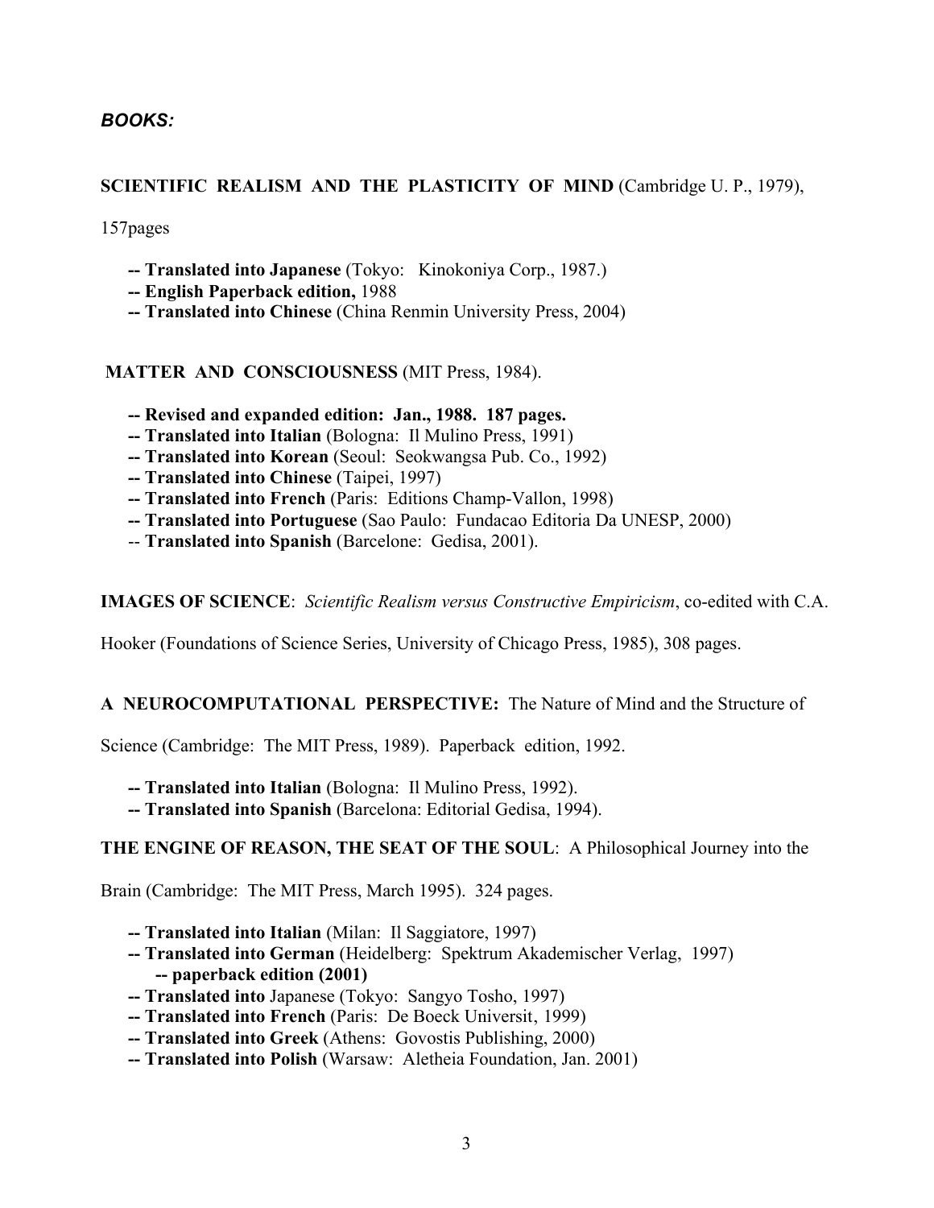***BOOKS:***

**SCIENTIFIC REALISM AND THE PLASTICITY OF MIND** (Cambridge U. P., 1979), 157pages

- **-- Translated into Japanese** (Tokyo: Kinokoniya Corp., 1987.)
- **-- English Paperback edition,** 1988
- **-- Translated into Chinese** (China Renmin University Press, 2004)

**MATTER AND CONSCIOUSNESS** (MIT Press, 1984).

- **-- Revised and expanded edition: Jan., 1988. 187 pages.**
- **-- Translated into Italian** (Bologna: Il Mulino Press, 1991)
- **-- Translated into Korean** (Seoul: Seokwangsa Pub. Co., 1992)
- **-- Translated into Chinese** (Taipei, 1997)
- **-- Translated into French** (Paris: Editions Champ-Vallon, 1998)
- **-- Translated into Portuguese** (Sao Paulo: Fundacao Editoria Da UNESP, 2000)
- -- **Translated into Spanish** (Barcelone: Gedisa, 2001).

**IMAGES OF SCIENCE**: *Scientific Realism versus Constructive Empiricism*, co-edited with C.A. Hooker (Foundations of Science Series, University of Chicago Press, 1985), 308 pages.

**A NEUROCOMPUTATIONAL PERSPECTIVE:** The Nature of Mind and the Structure of Science (Cambridge: The MIT Press, 1989). Paperback edition, 1992.

- **-- Translated into Italian** (Bologna: Il Mulino Press, 1992).
- **-- Translated into Spanish** (Barcelona: Editorial Gedisa, 1994).

**THE ENGINE OF REASON, THE SEAT OF THE SOUL**: A Philosophical Journey into the Brain (Cambridge: The MIT Press, March 1995). 324 pages.

- **-- Translated into Italian** (Milan: Il Saggiatore, 1997)
- **-- Translated into German** (Heidelberg: Spektrum Akademischer Verlag, 1997)
  - **-- paperback edition (2001)**
- **-- Translated into** Japanese (Tokyo: Sangyo Tosho, 1997)
- **-- Translated into French** (Paris: De Boeck Universit, 1999)
- **-- Translated into Greek** (Athens: Govostis Publishing, 2000)
- **-- Translated into Polish** (Warsaw: Aletheia Foundation, Jan. 2001)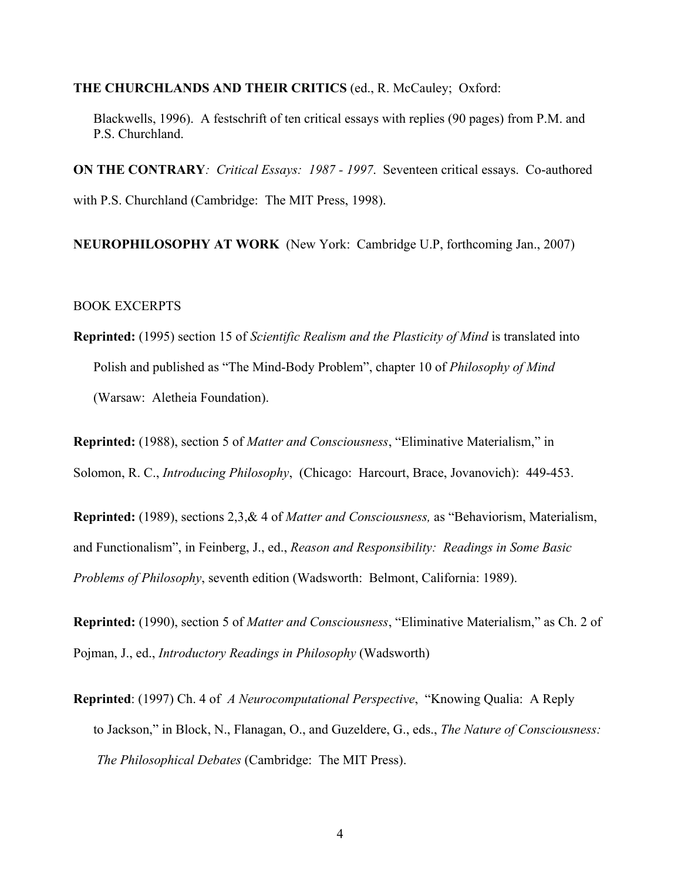**THE CHURCHLANDS AND THEIR CRITICS** (ed., R. McCauley; Oxford: Blackwells, 1996). A festschrift of ten critical essays with replies (90 pages) from P.M. and P.S. Churchland.

**ON THE CONTRARY***: Critical Essays: 1987 - 1997*. Seventeen critical essays. Co-authored with P.S. Churchland (Cambridge: The MIT Press, 1998).

**NEUROPHILOSOPHY AT WORK** (New York: Cambridge U.P, forthcoming Jan., 2007)

BOOK EXCERPTS

**Reprinted:** (1995) section 15 of *Scientific Realism and the Plasticity of Mind* is translated into Polish and published as "The Mind-Body Problem", chapter 10 of *Philosophy of Mind* (Warsaw: Aletheia Foundation).

**Reprinted:** (1988), section 5 of *Matter and Consciousness*, "Eliminative Materialism," in Solomon, R. C., *Introducing Philosophy*, (Chicago: Harcourt, Brace, Jovanovich): 449-453.

**Reprinted:** (1989), sections 2,3,& 4 of *Matter and Consciousness,* as "Behaviorism, Materialism, and Functionalism", in Feinberg, J., ed., *Reason and Responsibility: Readings in Some Basic Problems of Philosophy*, seventh edition (Wadsworth: Belmont, California: 1989).

**Reprinted:** (1990), section 5 of *Matter and Consciousness*, "Eliminative Materialism," as Ch. 2 of Pojman, J., ed., *Introductory Readings in Philosophy* (Wadsworth)

**Reprinted**: (1997) Ch. 4 of *A Neurocomputational Perspective*, "Knowing Qualia: A Reply to Jackson," in Block, N., Flanagan, O., and Guzeldere, G., eds., *The Nature of Consciousness: The Philosophical Debates* (Cambridge: The MIT Press).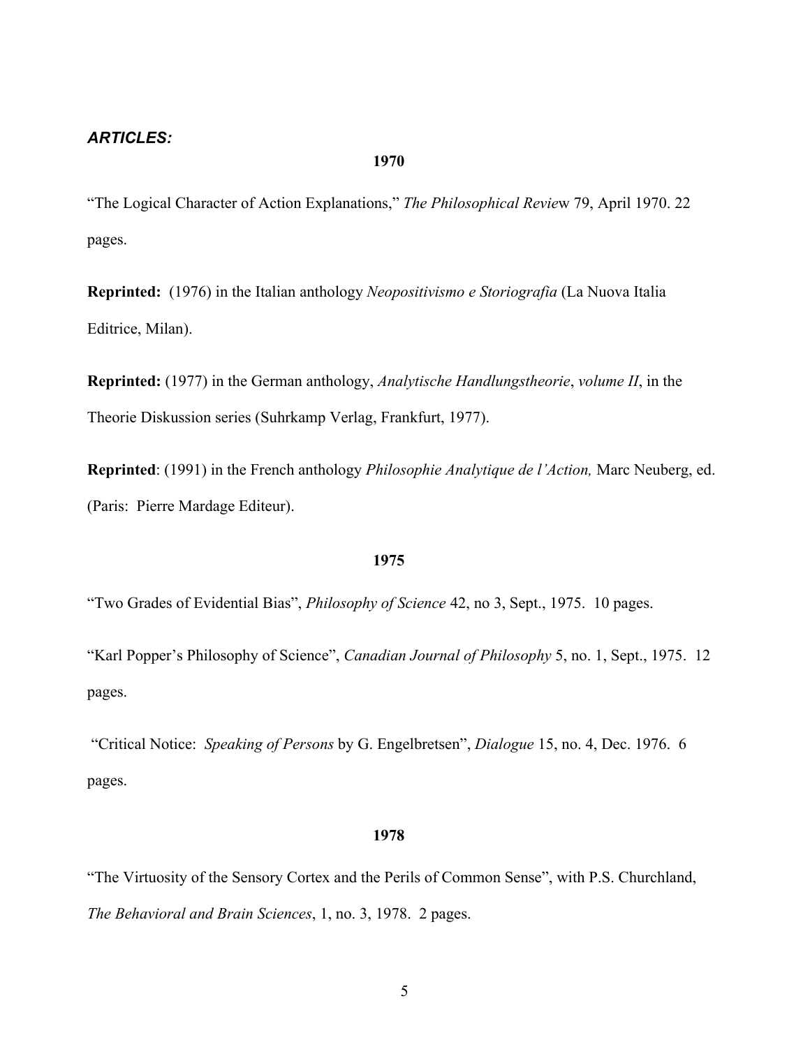***ARTICLES:***

**1970**

"The Logical Character of Action Explanations," *The Philosophical Review* 79, April 1970. 22 pages.

**Reprinted:** (1976) in the Italian anthology *Neopositivismo e Storiografia* (La Nuova Italia Editrice, Milan).

**Reprinted:** (1977) in the German anthology, *Analytische Handlungstheorie*, *volume II*, in the Theorie Diskussion series (Suhrkamp Verlag, Frankfurt, 1977).

**Reprinted**: (1991) in the French anthology *Philosophie Analytique de l'Action,* Marc Neuberg, ed. (Paris: Pierre Mardage Editeur).

**1975**

"Two Grades of Evidential Bias", *Philosophy of Science* 42, no 3, Sept., 1975. 10 pages.

"Karl Popper's Philosophy of Science", *Canadian Journal of Philosophy* 5, no. 1, Sept., 1975. 12 pages.

"Critical Notice: *Speaking of Persons* by G. Engelbretsen", *Dialogue* 15, no. 4, Dec. 1976. 6 pages.

**1978**

"The Virtuosity of the Sensory Cortex and the Perils of Common Sense", with P.S. Churchland, *The Behavioral and Brain Sciences*, 1, no. 3, 1978. 2 pages.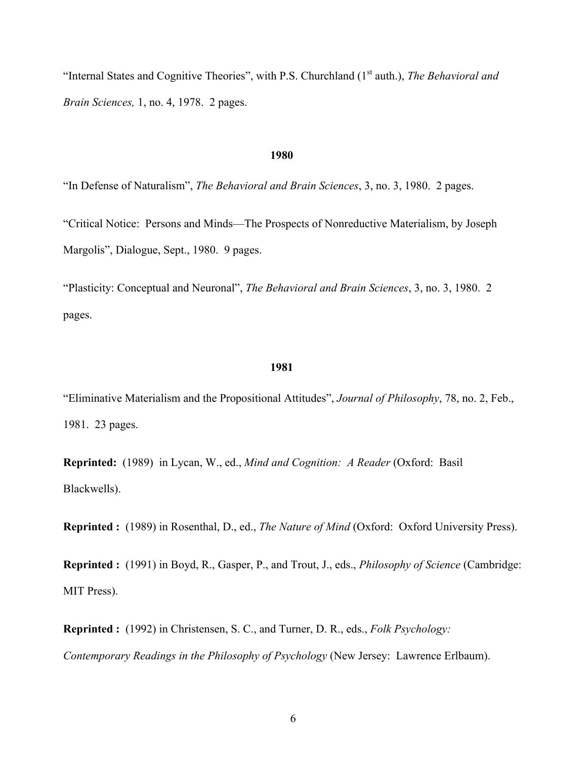"Internal States and Cognitive Theories", with P.S. Churchland (1st auth.), *The Behavioral and Brain Sciences,* 1, no. 4, 1978. 2 pages.

**1980**

"In Defense of Naturalism", *The Behavioral and Brain Sciences*, 3, no. 3, 1980. 2 pages.

"Critical Notice: Persons and Minds—The Prospects of Nonreductive Materialism, by Joseph Margolis", Dialogue, Sept., 1980. 9 pages.

"Plasticity: Conceptual and Neuronal", *The Behavioral and Brain Sciences*, 3, no. 3, 1980. 2 pages.

**1981**

"Eliminative Materialism and the Propositional Attitudes", *Journal of Philosophy*, 78, no. 2, Feb., 1981. 23 pages.

**Reprinted:** (1989) in Lycan, W., ed., *Mind and Cognition: A Reader* (Oxford: Basil Blackwells).

**Reprinted :** (1989) in Rosenthal, D., ed., *The Nature of Mind* (Oxford: Oxford University Press).

**Reprinted :** (1991) in Boyd, R., Gasper, P., and Trout, J., eds., *Philosophy of Science* (Cambridge: MIT Press).

**Reprinted :** (1992) in Christensen, S. C., and Turner, D. R., eds., *Folk Psychology: Contemporary Readings in the Philosophy of Psychology* (New Jersey: Lawrence Erlbaum).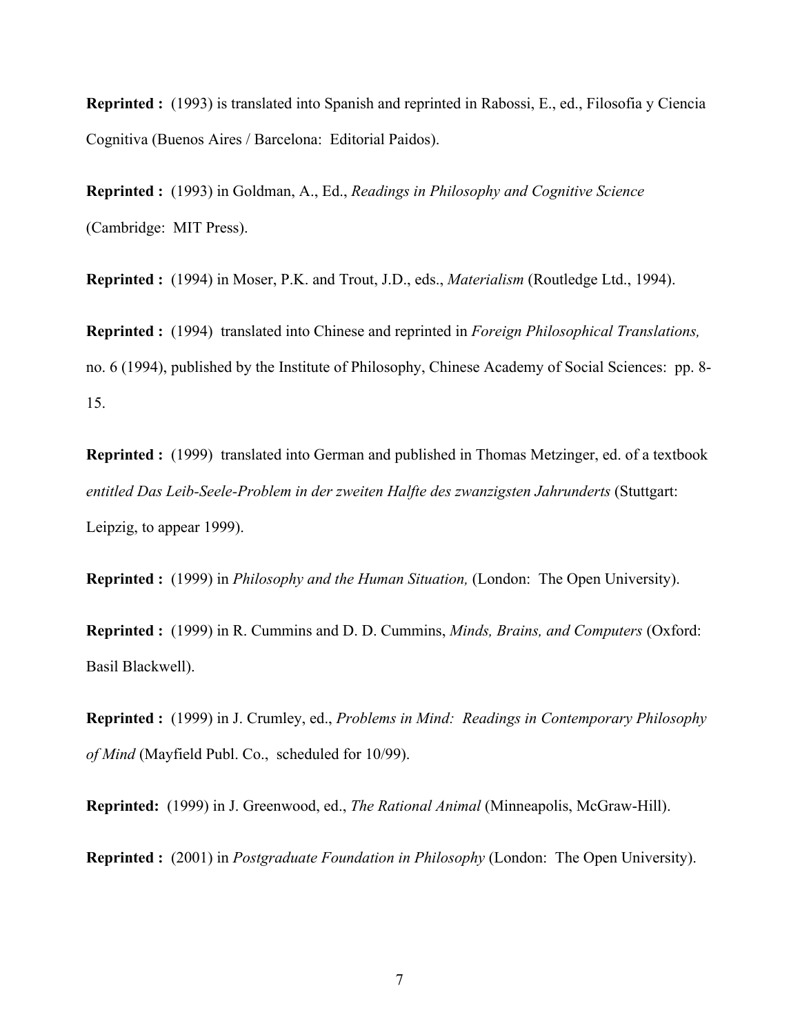**Reprinted :** (1993) is translated into Spanish and reprinted in Rabossi, E., ed., Filosofia y Ciencia Cognitiva (Buenos Aires / Barcelona: Editorial Paidos).

**Reprinted :** (1993) in Goldman, A., Ed., *Readings in Philosophy and Cognitive Science* (Cambridge: MIT Press).

**Reprinted :** (1994) in Moser, P.K. and Trout, J.D., eds., *Materialism* (Routledge Ltd., 1994).

**Reprinted :** (1994) translated into Chinese and reprinted in *Foreign Philosophical Translations,* no. 6 (1994), published by the Institute of Philosophy, Chinese Academy of Social Sciences: pp. 8-15.

**Reprinted :** (1999) translated into German and published in Thomas Metzinger, ed. of a textbook *entitled Das Leib-Seele-Problem in der zweiten Halfte des zwanzigsten Jahrunderts* (Stuttgart: Leipzig, to appear 1999).

**Reprinted :** (1999) in *Philosophy and the Human Situation,* (London: The Open University).

**Reprinted :** (1999) in R. Cummins and D. D. Cummins, *Minds, Brains, and Computers* (Oxford: Basil Blackwell).

**Reprinted :** (1999) in J. Crumley, ed., *Problems in Mind: Readings in Contemporary Philosophy of Mind* (Mayfield Publ. Co., scheduled for 10/99).

**Reprinted:** (1999) in J. Greenwood, ed., *The Rational Animal* (Minneapolis, McGraw-Hill).

**Reprinted :** (2001) in *Postgraduate Foundation in Philosophy* (London: The Open University).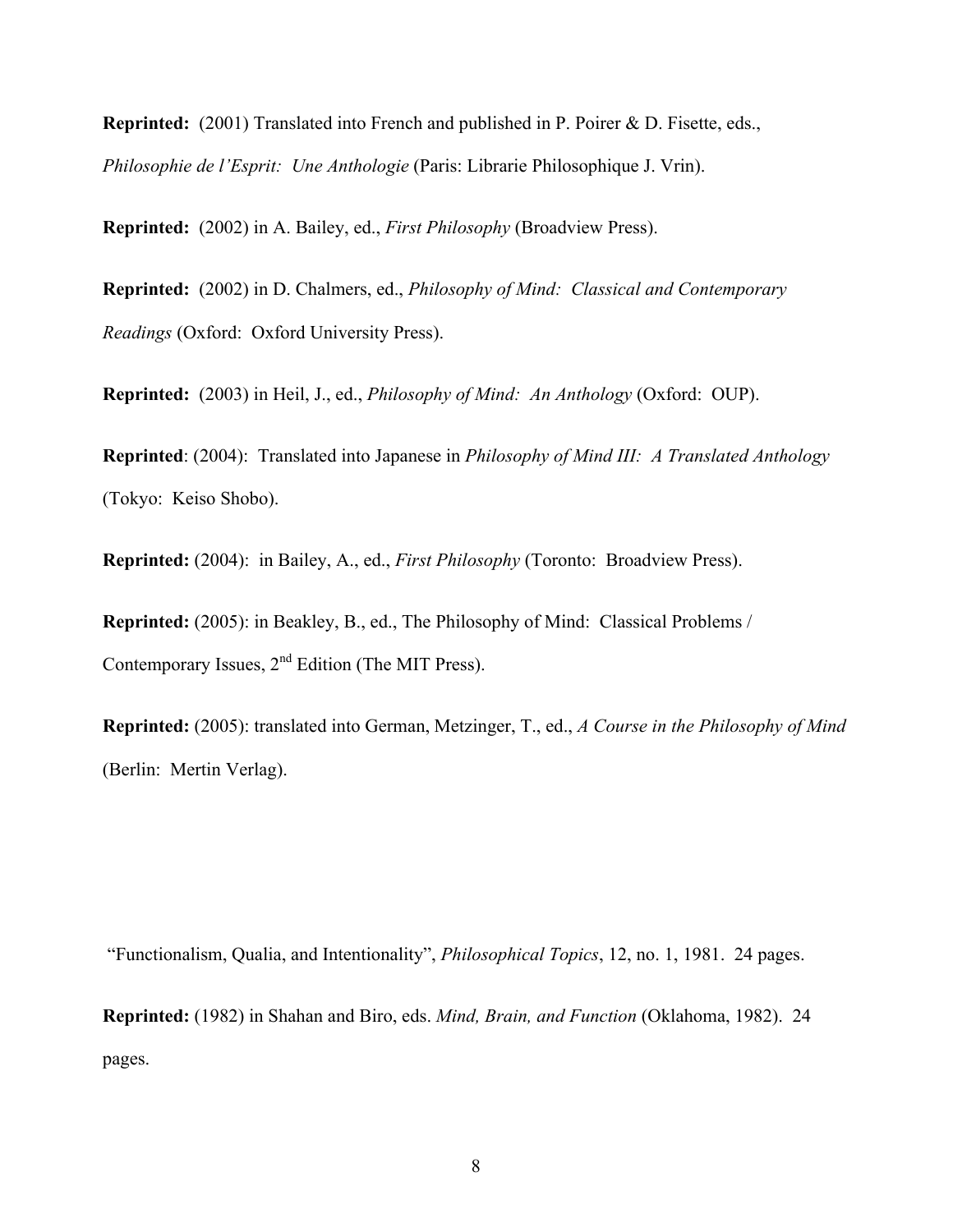**Reprinted:** (2001) Translated into French and published in P. Poirer & D. Fisette, eds., *Philosophie de l'Esprit: Une Anthologie* (Paris: Librarie Philosophique J. Vrin).

**Reprinted:** (2002) in A. Bailey, ed., *First Philosophy* (Broadview Press).

**Reprinted:** (2002) in D. Chalmers, ed., *Philosophy of Mind: Classical and Contemporary Readings* (Oxford: Oxford University Press).

**Reprinted:** (2003) in Heil, J., ed., *Philosophy of Mind: An Anthology* (Oxford: OUP).

**Reprinted**: (2004): Translated into Japanese in *Philosophy of Mind III: A Translated Anthology* (Tokyo: Keiso Shobo).

**Reprinted:** (2004): in Bailey, A., ed., *First Philosophy* (Toronto: Broadview Press).

**Reprinted:** (2005): in Beakley, B., ed., The Philosophy of Mind: Classical Problems / Contemporary Issues, 2nd Edition (The MIT Press).

**Reprinted:** (2005): translated into German, Metzinger, T., ed., *A Course in the Philosophy of Mind* (Berlin: Mertin Verlag).

"Functionalism, Qualia, and Intentionality", *Philosophical Topics*, 12, no. 1, 1981. 24 pages.

**Reprinted:** (1982) in Shahan and Biro, eds. *Mind, Brain, and Function* (Oklahoma, 1982). 24 pages.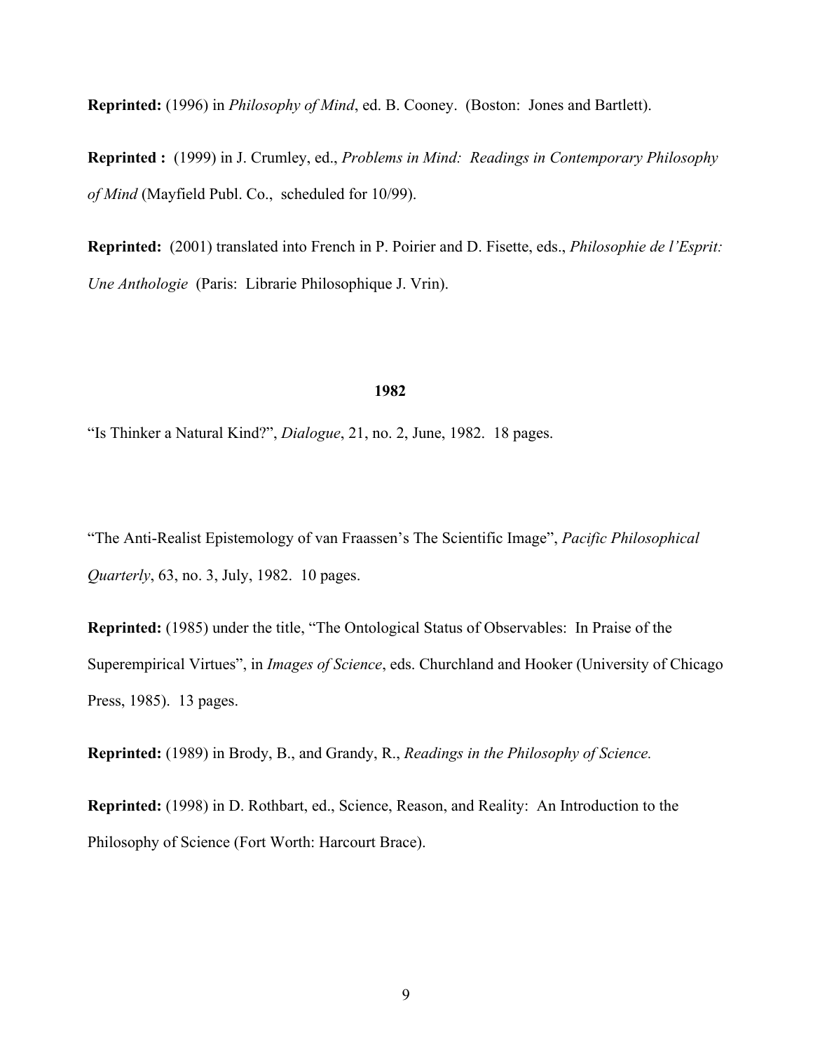**Reprinted:** (1996) in *Philosophy of Mind*, ed. B. Cooney. (Boston: Jones and Bartlett).

**Reprinted :** (1999) in J. Crumley, ed., *Problems in Mind: Readings in Contemporary Philosophy of Mind* (Mayfield Publ. Co., scheduled for 10/99).

**Reprinted:** (2001) translated into French in P. Poirier and D. Fisette, eds., *Philosophie de l'Esprit: Une Anthologie* (Paris: Librarie Philosophique J. Vrin).

**1982**

"Is Thinker a Natural Kind?", *Dialogue*, 21, no. 2, June, 1982. 18 pages.

"The Anti-Realist Epistemology of van Fraassen's The Scientific Image", *Pacific Philosophical Quarterly*, 63, no. 3, July, 1982. 10 pages.

**Reprinted:** (1985) under the title, "The Ontological Status of Observables: In Praise of the Superempirical Virtues", in *Images of Science*, eds. Churchland and Hooker (University of Chicago Press, 1985). 13 pages.

**Reprinted:** (1989) in Brody, B., and Grandy, R., *Readings in the Philosophy of Science.*

**Reprinted:** (1998) in D. Rothbart, ed., Science, Reason, and Reality: An Introduction to the Philosophy of Science (Fort Worth: Harcourt Brace).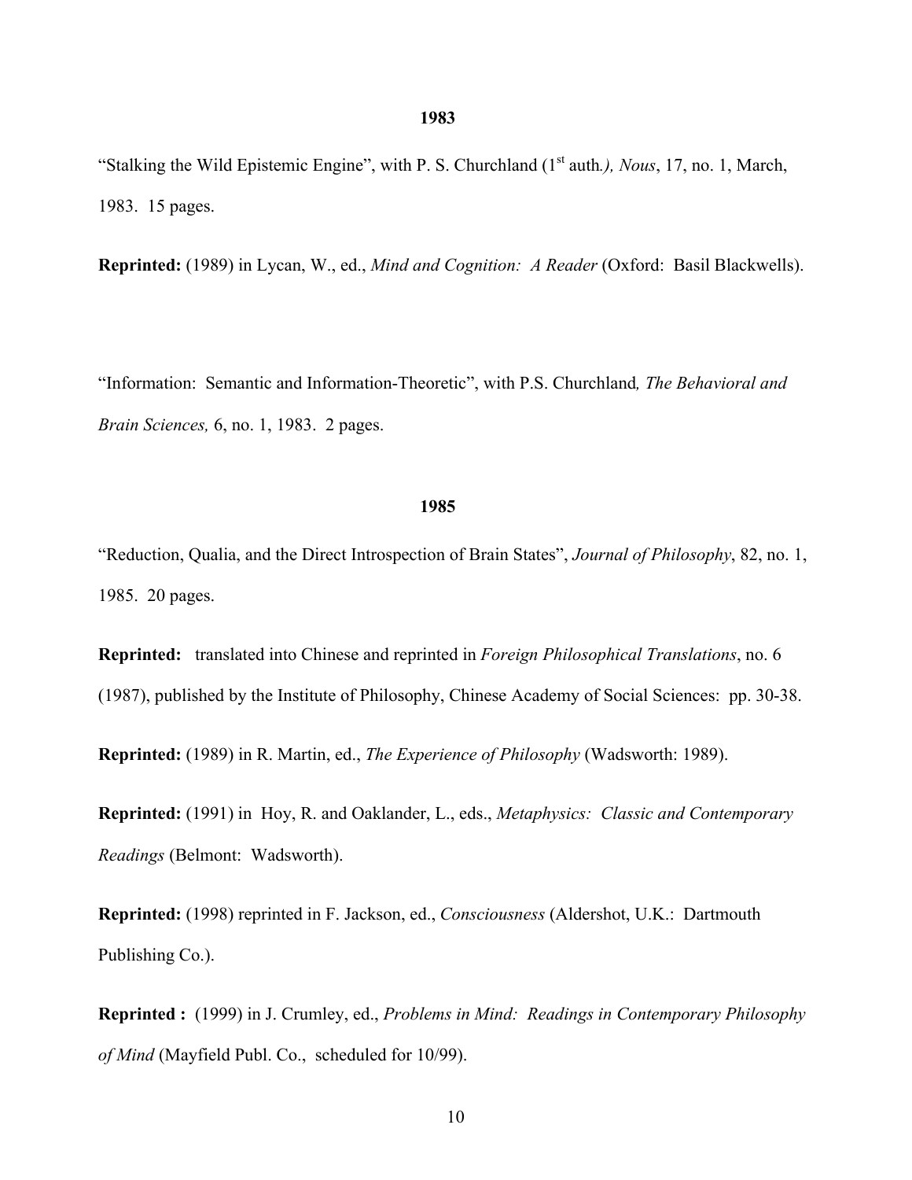**1983**

"Stalking the Wild Epistemic Engine", with P. S. Churchland (1st auth*.), Nous*, 17, no. 1, March, 1983. 15 pages.

**Reprinted:** (1989) in Lycan, W., ed., *Mind and Cognition: A Reader* (Oxford: Basil Blackwells).

"Information: Semantic and Information-Theoretic", with P.S. Churchland*, The Behavioral and Brain Sciences,* 6, no. 1, 1983. 2 pages.

**1985**

"Reduction, Qualia, and the Direct Introspection of Brain States", *Journal of Philosophy*, 82, no. 1, 1985. 20 pages.

**Reprinted:** translated into Chinese and reprinted in *Foreign Philosophical Translations*, no. 6 (1987), published by the Institute of Philosophy, Chinese Academy of Social Sciences: pp. 30-38.

**Reprinted:** (1989) in R. Martin, ed., *The Experience of Philosophy* (Wadsworth: 1989).

**Reprinted:** (1991) in Hoy, R. and Oaklander, L., eds., *Metaphysics: Classic and Contemporary Readings* (Belmont: Wadsworth).

**Reprinted:** (1998) reprinted in F. Jackson, ed., *Consciousness* (Aldershot, U.K.: Dartmouth Publishing Co.).

**Reprinted :** (1999) in J. Crumley, ed., *Problems in Mind: Readings in Contemporary Philosophy of Mind* (Mayfield Publ. Co., scheduled for 10/99).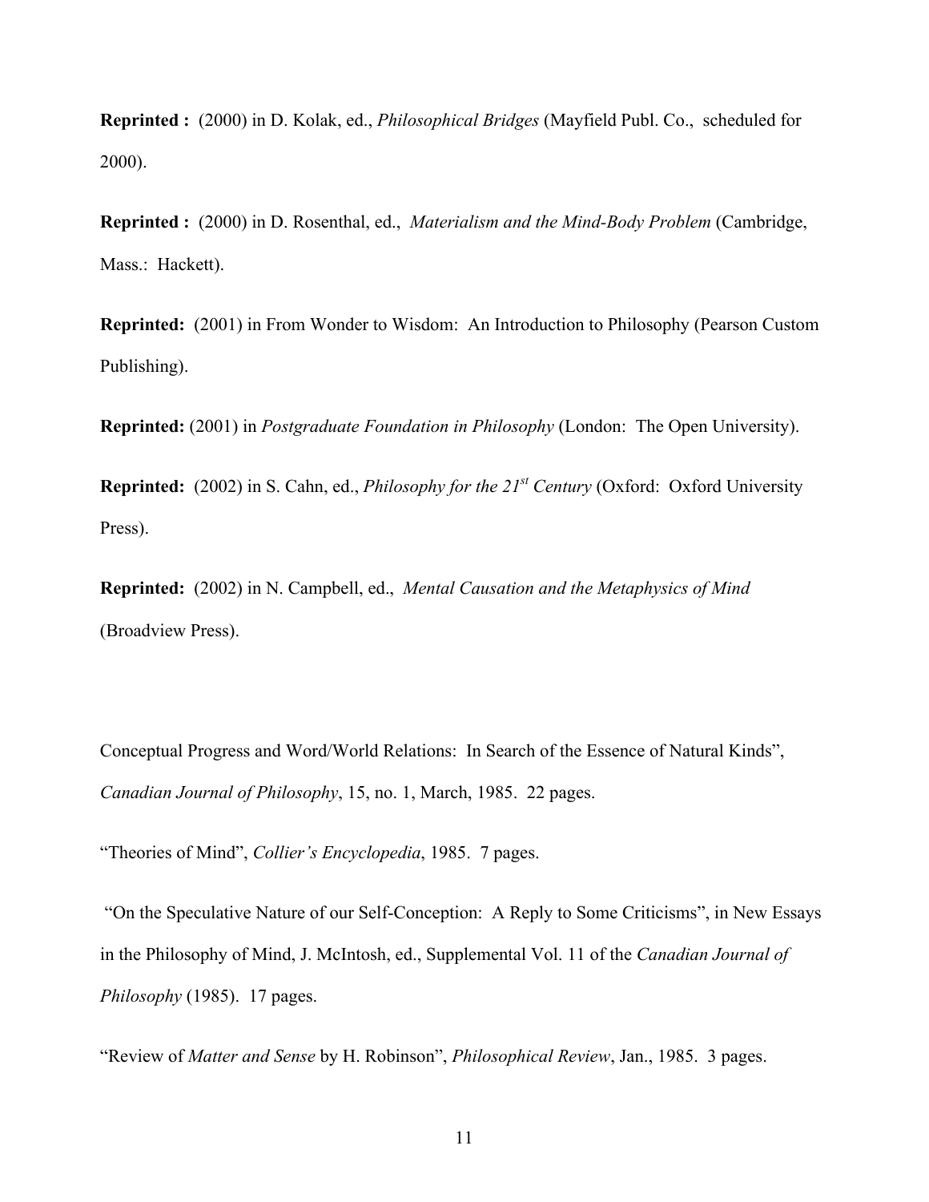**Reprinted :** (2000) in D. Kolak, ed., *Philosophical Bridges* (Mayfield Publ. Co., scheduled for 2000).

**Reprinted :** (2000) in D. Rosenthal, ed., *Materialism and the Mind-Body Problem* (Cambridge, Mass.: Hackett).

**Reprinted:** (2001) in From Wonder to Wisdom: An Introduction to Philosophy (Pearson Custom Publishing).

**Reprinted:** (2001) in *Postgraduate Foundation in Philosophy* (London: The Open University).

**Reprinted:** (2002) in S. Cahn, ed., *Philosophy for the 21st Century* (Oxford: Oxford University Press).

**Reprinted:** (2002) in N. Campbell, ed., *Mental Causation and the Metaphysics of Mind* (Broadview Press).

Conceptual Progress and Word/World Relations: In Search of the Essence of Natural Kinds", *Canadian Journal of Philosophy*, 15, no. 1, March, 1985. 22 pages.

"Theories of Mind", *Collier's Encyclopedia*, 1985. 7 pages.

"On the Speculative Nature of our Self-Conception: A Reply to Some Criticisms", in New Essays in the Philosophy of Mind, J. McIntosh, ed., Supplemental Vol. 11 of the *Canadian Journal of Philosophy* (1985). 17 pages.

"Review of *Matter and Sense* by H. Robinson", *Philosophical Review*, Jan., 1985. 3 pages.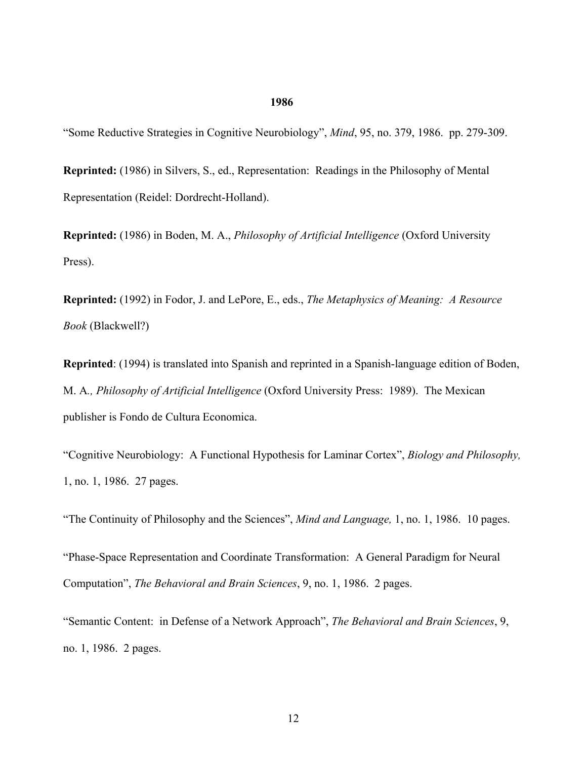**1986**

"Some Reductive Strategies in Cognitive Neurobiology", *Mind*, 95, no. 379, 1986. pp. 279-309.

**Reprinted:** (1986) in Silvers, S., ed., Representation: Readings in the Philosophy of Mental Representation (Reidel: Dordrecht-Holland).

**Reprinted:** (1986) in Boden, M. A., *Philosophy of Artificial Intelligence* (Oxford University Press).

**Reprinted:** (1992) in Fodor, J. and LePore, E., eds., *The Metaphysics of Meaning: A Resource Book* (Blackwell?)

**Reprinted**: (1994) is translated into Spanish and reprinted in a Spanish-language edition of Boden, M. A., *Philosophy of Artificial Intelligence* (Oxford University Press: 1989). The Mexican publisher is Fondo de Cultura Economica.

"Cognitive Neurobiology: A Functional Hypothesis for Laminar Cortex", *Biology and Philosophy,* 1, no. 1, 1986. 27 pages.

"The Continuity of Philosophy and the Sciences", *Mind and Language,* 1, no. 1, 1986. 10 pages.

"Phase-Space Representation and Coordinate Transformation: A General Paradigm for Neural Computation", *The Behavioral and Brain Sciences*, 9, no. 1, 1986. 2 pages.

"Semantic Content: in Defense of a Network Approach", *The Behavioral and Brain Sciences*, 9, no. 1, 1986. 2 pages.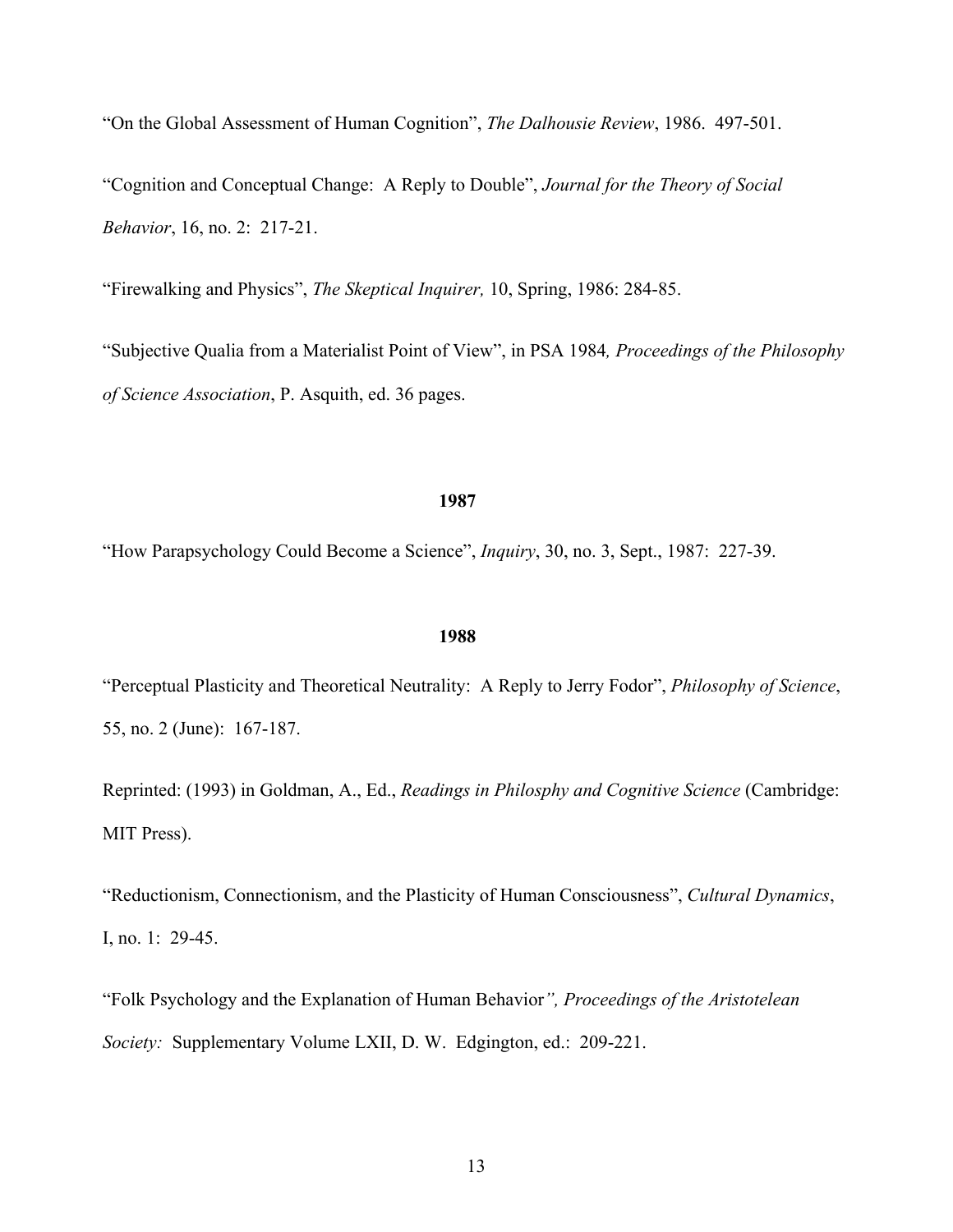"On the Global Assessment of Human Cognition", *The Dalhousie Review*, 1986. 497-501.

"Cognition and Conceptual Change: A Reply to Double", *Journal for the Theory of Social Behavior*, 16, no. 2: 217-21.

"Firewalking and Physics", *The Skeptical Inquirer,* 10, Spring, 1986: 284-85.

"Subjective Qualia from a Materialist Point of View", in PSA 1984*, Proceedings of the Philosophy of Science Association*, P. Asquith, ed. 36 pages.

**1987**

"How Parapsychology Could Become a Science", *Inquiry*, 30, no. 3, Sept., 1987: 227-39.

**1988**

"Perceptual Plasticity and Theoretical Neutrality: A Reply to Jerry Fodor", *Philosophy of Science*, 55, no. 2 (June): 167-187.

Reprinted: (1993) in Goldman, A., Ed., *Readings in Philosphy and Cognitive Science* (Cambridge: MIT Press).

"Reductionism, Connectionism, and the Plasticity of Human Consciousness", *Cultural Dynamics*, I, no. 1: 29-45.

"Folk Psychology and the Explanation of Human Behavior*", Proceedings of the Aristotelean Society:* Supplementary Volume LXII, D. W. Edgington, ed.: 209-221.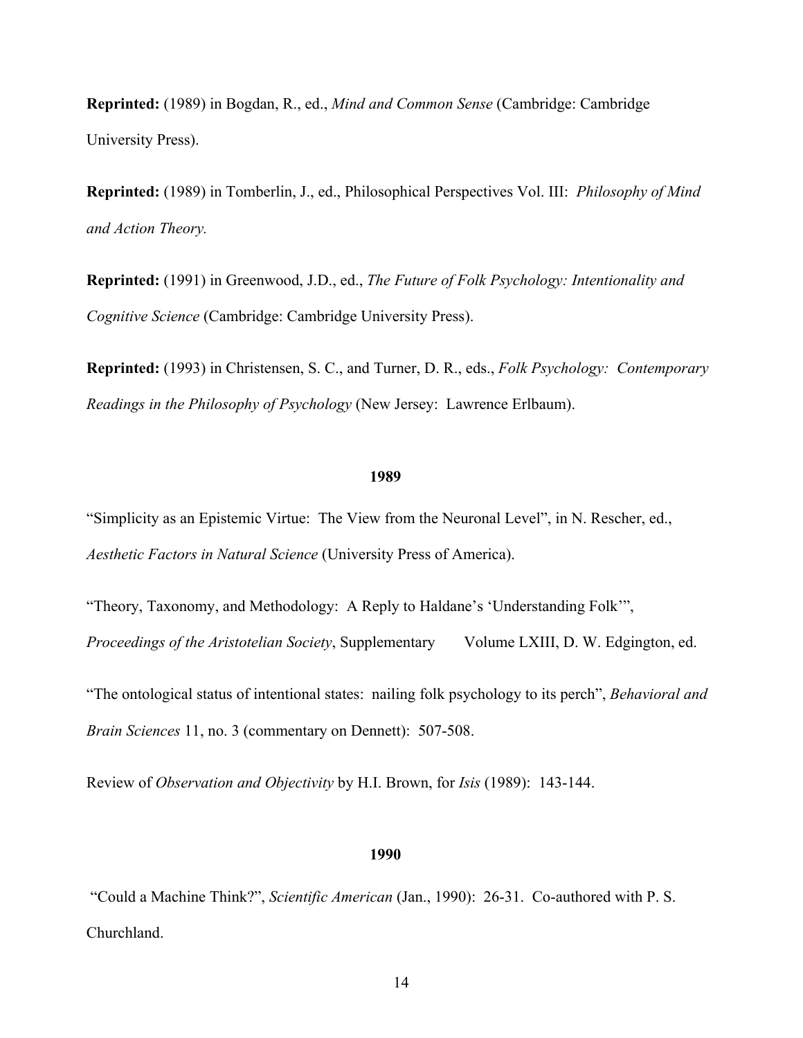**Reprinted:** (1989) in Bogdan, R., ed., *Mind and Common Sense* (Cambridge: Cambridge University Press).

**Reprinted:** (1989) in Tomberlin, J., ed., Philosophical Perspectives Vol. III: *Philosophy of Mind and Action Theory.*

**Reprinted:** (1991) in Greenwood, J.D., ed., *The Future of Folk Psychology: Intentionality and Cognitive Science* (Cambridge: Cambridge University Press).

**Reprinted:** (1993) in Christensen, S. C., and Turner, D. R., eds., *Folk Psychology: Contemporary Readings in the Philosophy of Psychology* (New Jersey: Lawrence Erlbaum).

**1989**

"Simplicity as an Epistemic Virtue: The View from the Neuronal Level", in N. Rescher, ed., *Aesthetic Factors in Natural Science* (University Press of America).

"Theory, Taxonomy, and Methodology: A Reply to Haldane's 'Understanding Folk'", *Proceedings of the Aristotelian Society*, Supplementary Volume LXIII, D. W. Edgington, ed.

"The ontological status of intentional states: nailing folk psychology to its perch", *Behavioral and Brain Sciences* 11, no. 3 (commentary on Dennett): 507-508.

Review of *Observation and Objectivity* by H.I. Brown, for *Isis* (1989): 143-144.

**1990**

"Could a Machine Think?", *Scientific American* (Jan., 1990): 26-31. Co-authored with P. S. Churchland.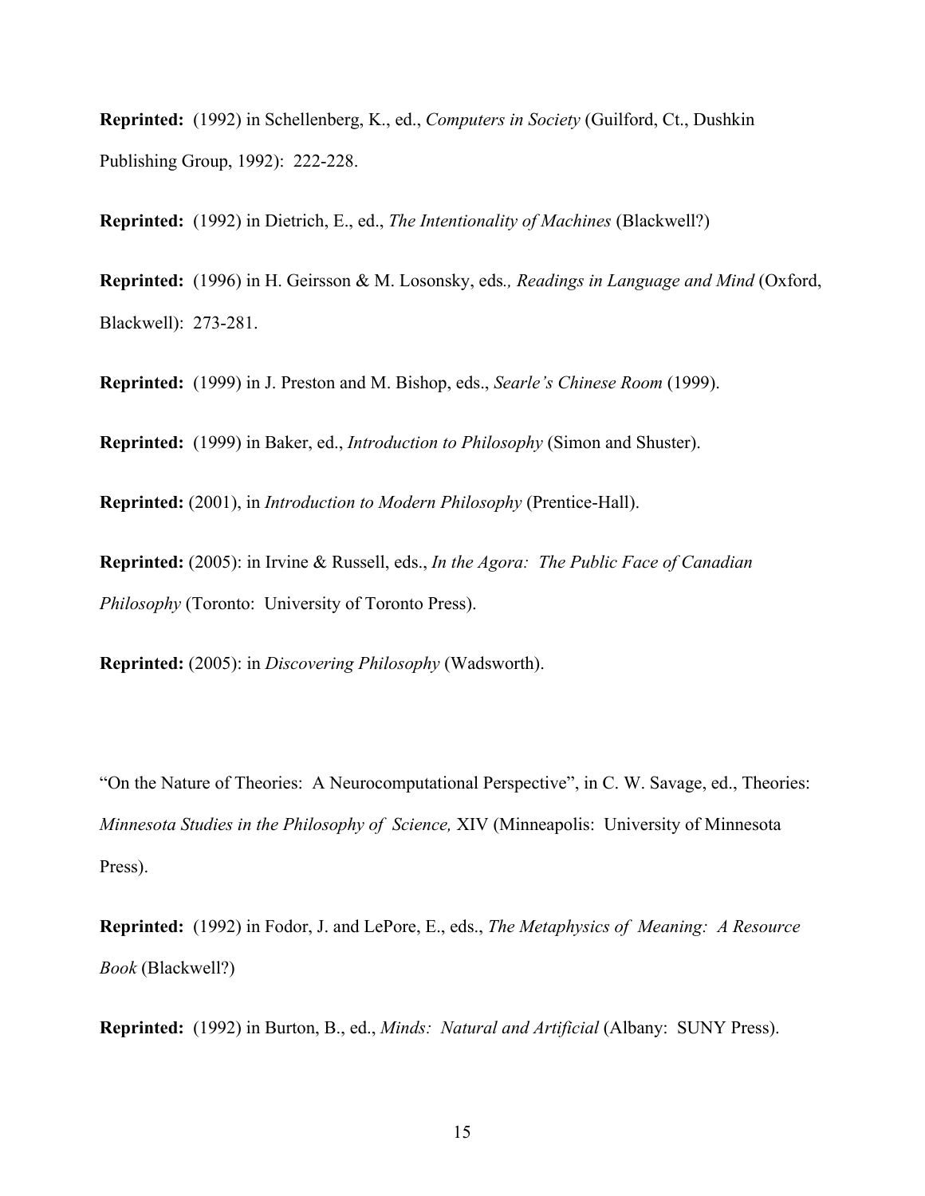**Reprinted:** (1992) in Schellenberg, K., ed., *Computers in Society* (Guilford, Ct., Dushkin Publishing Group, 1992): 222-228.

**Reprinted:** (1992) in Dietrich, E., ed., *The Intentionality of Machines* (Blackwell?)

**Reprinted:** (1996) in H. Geirsson & M. Losonsky, eds*., Readings in Language and Mind* (Oxford, Blackwell): 273-281.

**Reprinted:** (1999) in J. Preston and M. Bishop, eds., *Searle's Chinese Room* (1999).

**Reprinted:** (1999) in Baker, ed., *Introduction to Philosophy* (Simon and Shuster).

**Reprinted:** (2001), in *Introduction to Modern Philosophy* (Prentice-Hall).

**Reprinted:** (2005): in Irvine & Russell, eds., *In the Agora: The Public Face of Canadian Philosophy* (Toronto: University of Toronto Press).

**Reprinted:** (2005): in *Discovering Philosophy* (Wadsworth).

"On the Nature of Theories: A Neurocomputational Perspective", in C. W. Savage, ed., Theories: *Minnesota Studies in the Philosophy of Science,* XIV (Minneapolis: University of Minnesota Press).

**Reprinted:** (1992) in Fodor, J. and LePore, E., eds., *The Metaphysics of Meaning: A Resource Book* (Blackwell?)

**Reprinted:** (1992) in Burton, B., ed., *Minds: Natural and Artificial* (Albany: SUNY Press).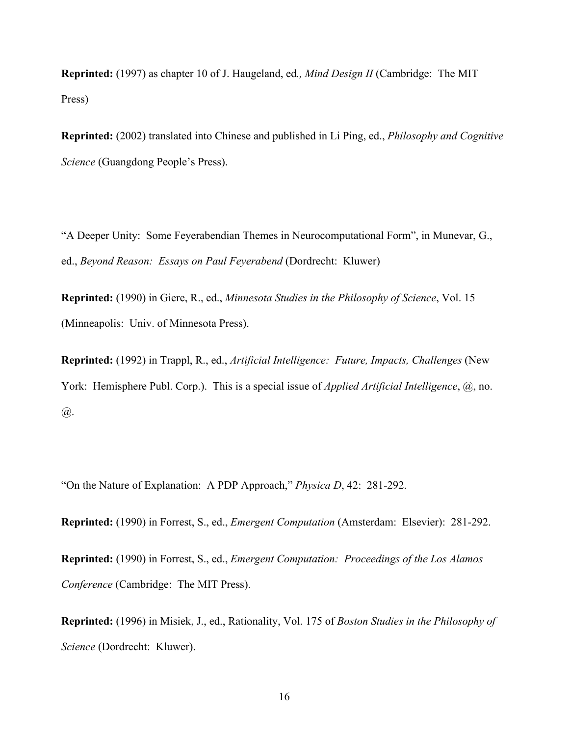**Reprinted:** (1997) as chapter 10 of J. Haugeland, ed*., Mind Design II* (Cambridge: The MIT Press)

**Reprinted:** (2002) translated into Chinese and published in Li Ping, ed., *Philosophy and Cognitive Science* (Guangdong People's Press).

"A Deeper Unity: Some Feyerabendian Themes in Neurocomputational Form", in Munevar, G., ed., *Beyond Reason: Essays on Paul Feyerabend* (Dordrecht: Kluwer)

**Reprinted:** (1990) in Giere, R., ed., *Minnesota Studies in the Philosophy of Science*, Vol. 15 (Minneapolis: Univ. of Minnesota Press).

**Reprinted:** (1992) in Trappl, R., ed., *Artificial Intelligence: Future, Impacts, Challenges* (New York: Hemisphere Publ. Corp.). This is a special issue of *Applied Artificial Intelligence*, @, no. @.

"On the Nature of Explanation: A PDP Approach," *Physica D*, 42: 281-292.

**Reprinted:** (1990) in Forrest, S., ed., *Emergent Computation* (Amsterdam: Elsevier): 281-292.

**Reprinted:** (1990) in Forrest, S., ed., *Emergent Computation: Proceedings of the Los Alamos Conference* (Cambridge: The MIT Press).

**Reprinted:** (1996) in Misiek, J., ed., Rationality, Vol. 175 of *Boston Studies in the Philosophy of Science* (Dordrecht: Kluwer).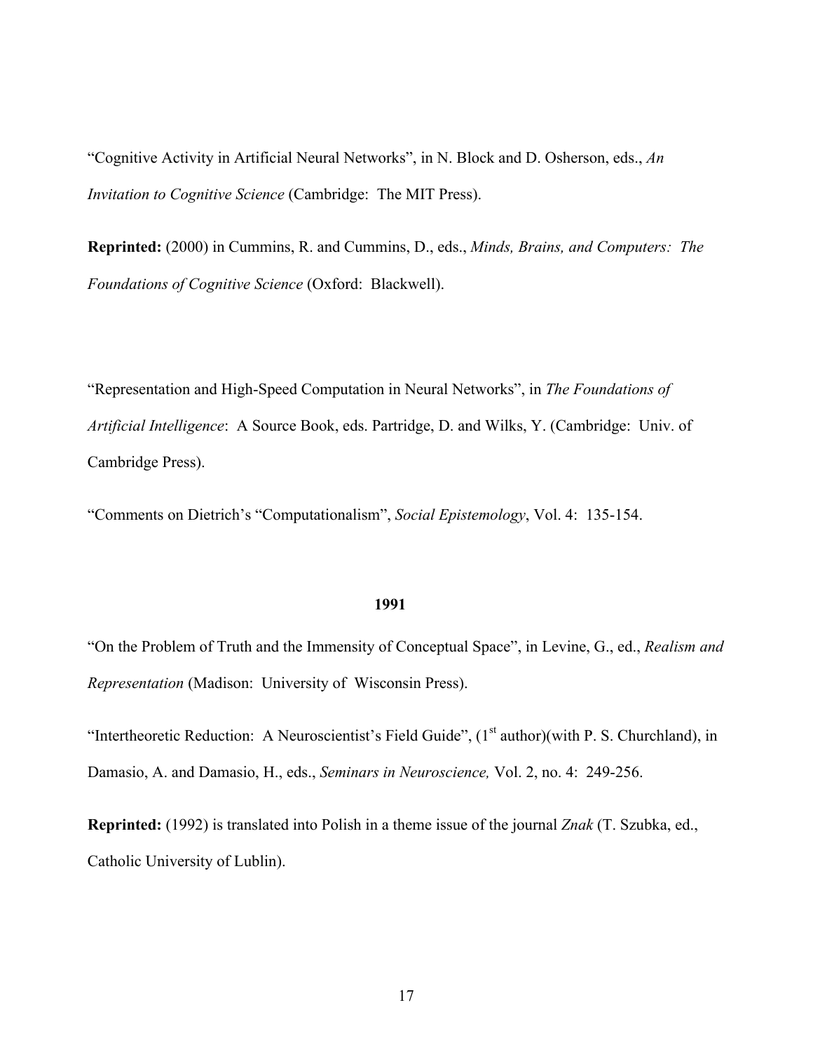"Cognitive Activity in Artificial Neural Networks", in N. Block and D. Osherson, eds., *An Invitation to Cognitive Science* (Cambridge: The MIT Press).

**Reprinted:** (2000) in Cummins, R. and Cummins, D., eds., *Minds, Brains, and Computers: The Foundations of Cognitive Science* (Oxford: Blackwell).

"Representation and High-Speed Computation in Neural Networks", in *The Foundations of Artificial Intelligence*: A Source Book, eds. Partridge, D. and Wilks, Y. (Cambridge: Univ. of Cambridge Press).

"Comments on Dietrich's "Computationalism", *Social Epistemology*, Vol. 4: 135-154.

**1991**

"On the Problem of Truth and the Immensity of Conceptual Space", in Levine, G., ed., *Realism and Representation* (Madison: University of Wisconsin Press).

"Intertheoretic Reduction: A Neuroscientist's Field Guide", (1st author)(with P. S. Churchland), in Damasio, A. and Damasio, H., eds., *Seminars in Neuroscience,* Vol. 2, no. 4: 249-256.

**Reprinted:** (1992) is translated into Polish in a theme issue of the journal *Znak* (T. Szubka, ed., Catholic University of Lublin).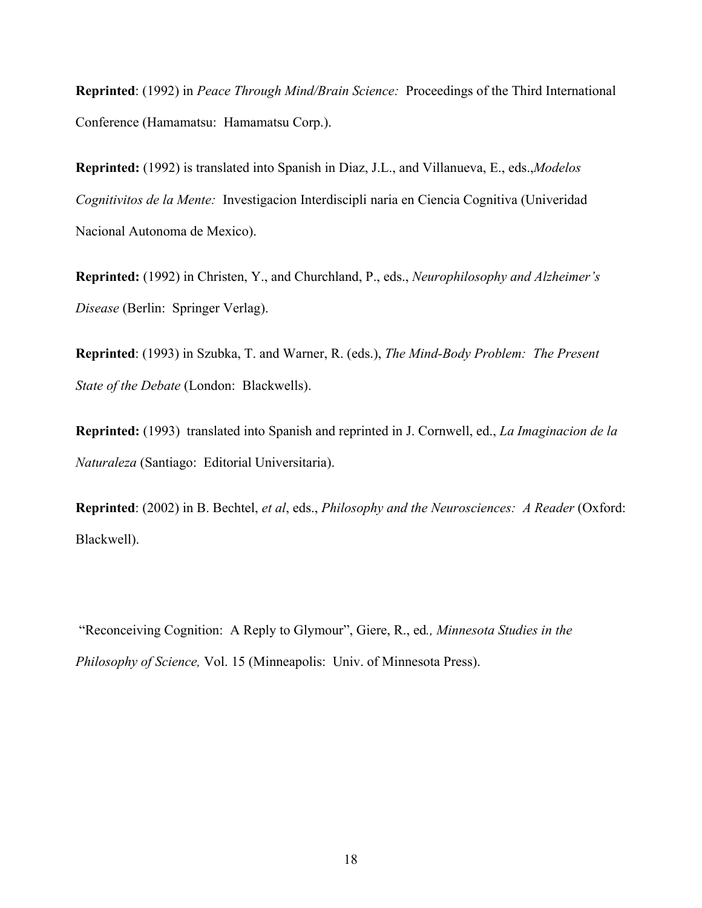**Reprinted**: (1992) in *Peace Through Mind/Brain Science:* Proceedings of the Third International Conference (Hamamatsu: Hamamatsu Corp.).

**Reprinted:** (1992) is translated into Spanish in Diaz, J.L., and Villanueva, E., eds.,*Modelos Cognitivitos de la Mente:* Investigacion Interdiscipli naria en Ciencia Cognitiva (Univeridad Nacional Autonoma de Mexico).

**Reprinted:** (1992) in Christen, Y., and Churchland, P., eds., *Neurophilosophy and Alzheimer's Disease* (Berlin: Springer Verlag).

**Reprinted**: (1993) in Szubka, T. and Warner, R. (eds.), *The Mind-Body Problem: The Present State of the Debate* (London: Blackwells).

**Reprinted:** (1993) translated into Spanish and reprinted in J. Cornwell, ed., *La Imaginacion de la Naturaleza* (Santiago: Editorial Universitaria).

**Reprinted**: (2002) in B. Bechtel, *et al*, eds., *Philosophy and the Neurosciences: A Reader* (Oxford: Blackwell).

"Reconceiving Cognition: A Reply to Glymour", Giere, R., ed*., Minnesota Studies in the Philosophy of Science,* Vol. 15 (Minneapolis: Univ. of Minnesota Press).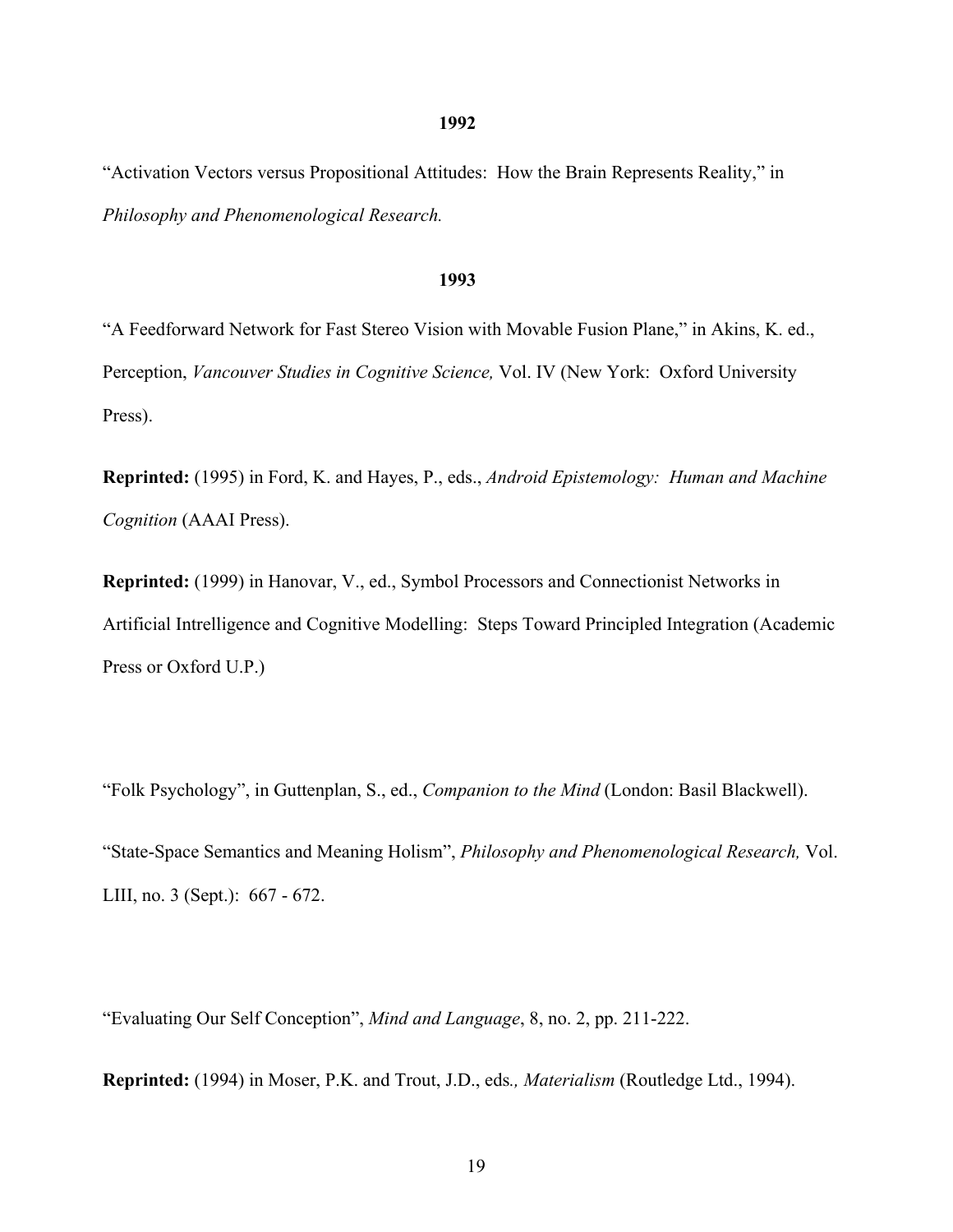**1992**

"Activation Vectors versus Propositional Attitudes: How the Brain Represents Reality," in *Philosophy and Phenomenological Research.*

**1993**

"A Feedforward Network for Fast Stereo Vision with Movable Fusion Plane," in Akins, K. ed., Perception, *Vancouver Studies in Cognitive Science,* Vol. IV (New York: Oxford University Press).

**Reprinted:** (1995) in Ford, K. and Hayes, P., eds., *Android Epistemology: Human and Machine Cognition* (AAAI Press).

**Reprinted:** (1999) in Hanovar, V., ed., Symbol Processors and Connectionist Networks in Artificial Intrelligence and Cognitive Modelling: Steps Toward Principled Integration (Academic Press or Oxford U.P.)

"Folk Psychology", in Guttenplan, S., ed., *Companion to the Mind* (London: Basil Blackwell).

"State-Space Semantics and Meaning Holism", *Philosophy and Phenomenological Research,* Vol. LIII, no. 3 (Sept.): 667 - 672.

"Evaluating Our Self Conception", *Mind and Language*, 8, no. 2, pp. 211-222.

**Reprinted:** (1994) in Moser, P.K. and Trout, J.D., eds*., Materialism* (Routledge Ltd., 1994).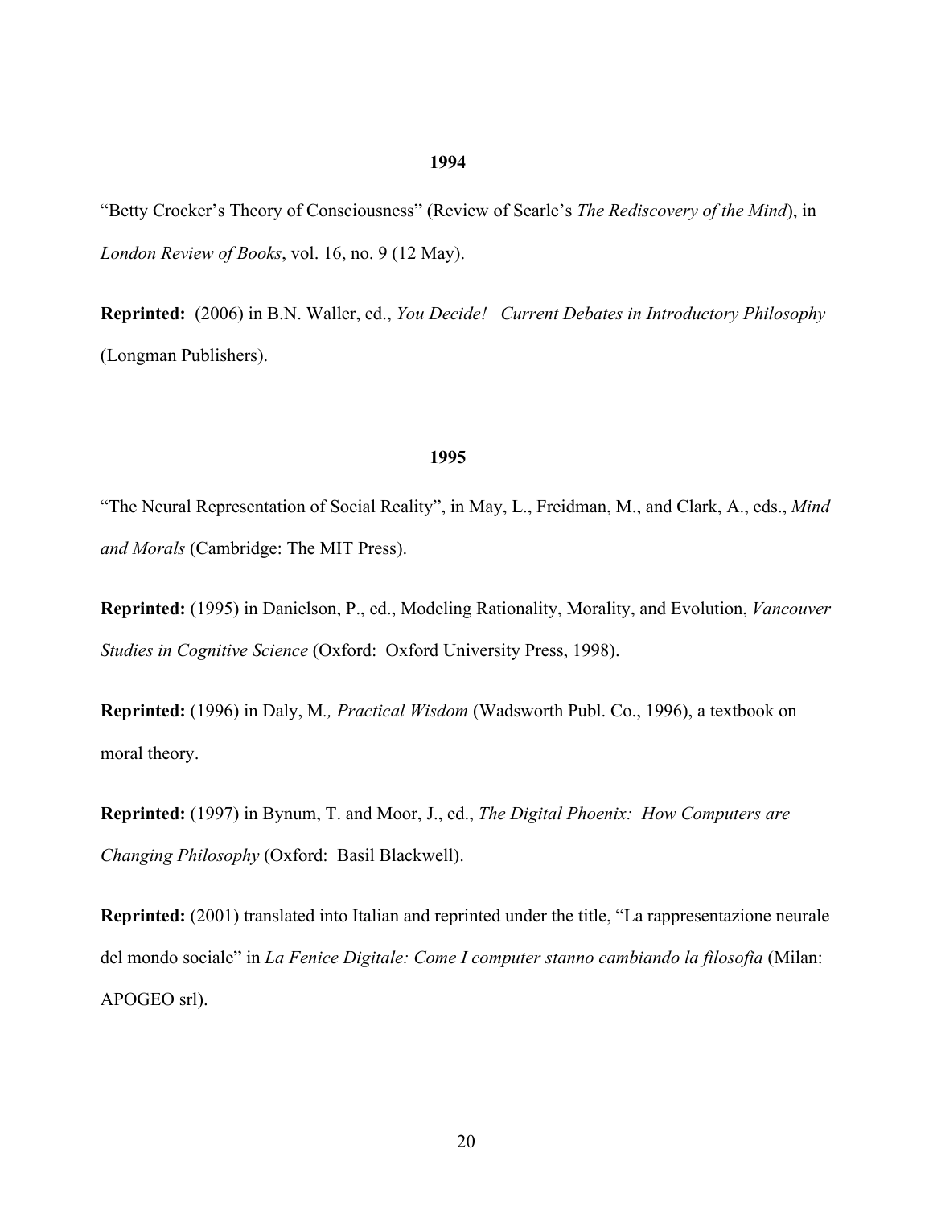**1994**

"Betty Crocker's Theory of Consciousness" (Review of Searle's *The Rediscovery of the Mind*), in *London Review of Books*, vol. 16, no. 9 (12 May).

**Reprinted:** (2006) in B.N. Waller, ed., *You Decide! Current Debates in Introductory Philosophy* (Longman Publishers).

**1995**

"The Neural Representation of Social Reality", in May, L., Freidman, M., and Clark, A., eds., *Mind and Morals* (Cambridge: The MIT Press).

**Reprinted:** (1995) in Danielson, P., ed., Modeling Rationality, Morality, and Evolution, *Vancouver Studies in Cognitive Science* (Oxford: Oxford University Press, 1998).

**Reprinted:** (1996) in Daly, M*., Practical Wisdom* (Wadsworth Publ. Co., 1996), a textbook on moral theory.

**Reprinted:** (1997) in Bynum, T. and Moor, J., ed., *The Digital Phoenix: How Computers are Changing Philosophy* (Oxford: Basil Blackwell).

**Reprinted:** (2001) translated into Italian and reprinted under the title, "La rappresentazione neurale del mondo sociale" in *La Fenice Digitale: Come I computer stanno cambiando la filosofia* (Milan: APOGEO srl).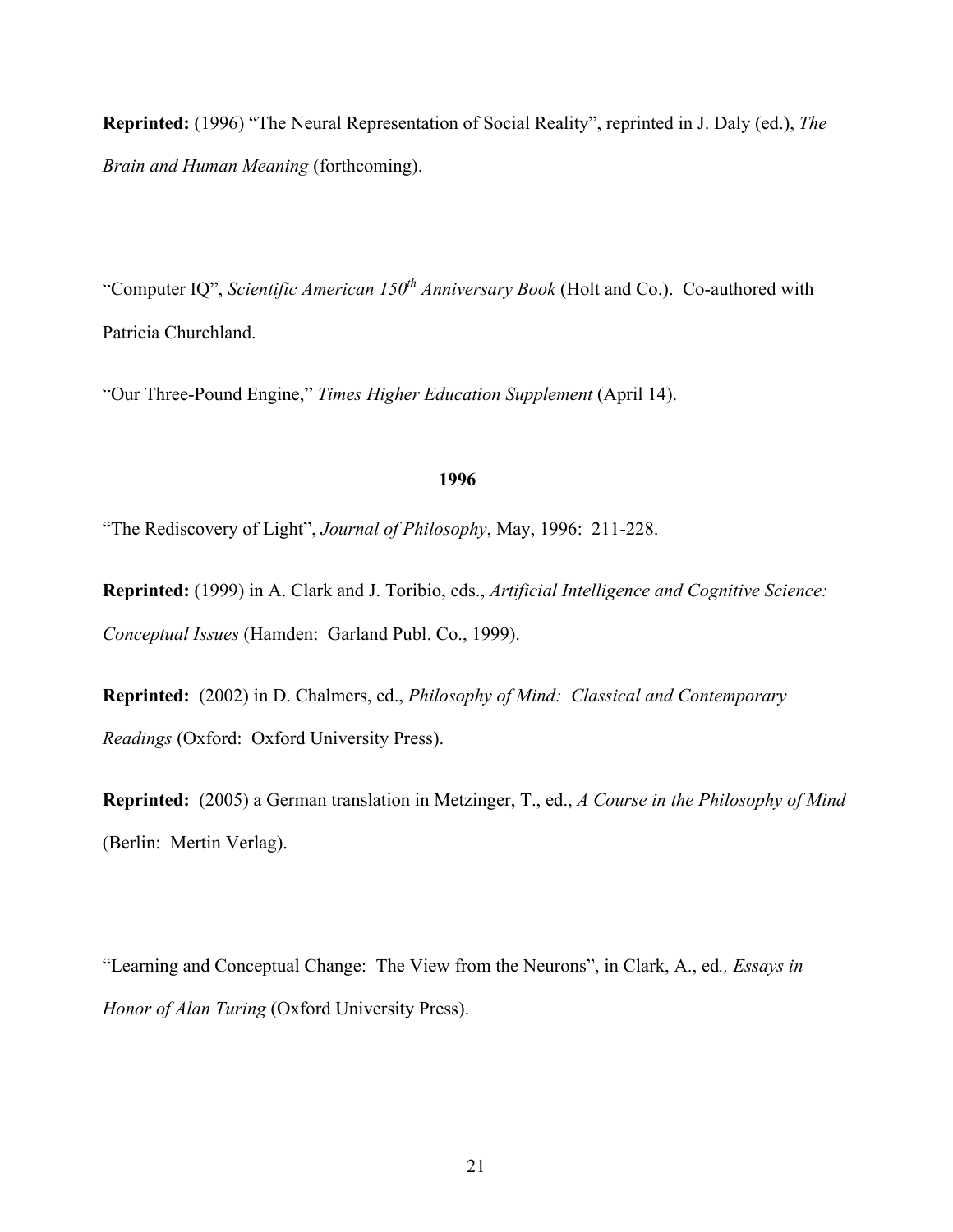**Reprinted:** (1996) "The Neural Representation of Social Reality", reprinted in J. Daly (ed.), *The Brain and Human Meaning* (forthcoming).

"Computer IQ", *Scientific American 150th Anniversary Book* (Holt and Co.). Co-authored with Patricia Churchland.

"Our Three-Pound Engine," *Times Higher Education Supplement* (April 14).

**1996**

"The Rediscovery of Light", *Journal of Philosophy*, May, 1996: 211-228.

**Reprinted:** (1999) in A. Clark and J. Toribio, eds., *Artificial Intelligence and Cognitive Science: Conceptual Issues* (Hamden: Garland Publ. Co., 1999).

**Reprinted:** (2002) in D. Chalmers, ed., *Philosophy of Mind: Classical and Contemporary Readings* (Oxford: Oxford University Press).

**Reprinted:** (2005) a German translation in Metzinger, T., ed., *A Course in the Philosophy of Mind* (Berlin: Mertin Verlag).

"Learning and Conceptual Change: The View from the Neurons", in Clark, A., ed*., Essays in Honor of Alan Turing* (Oxford University Press).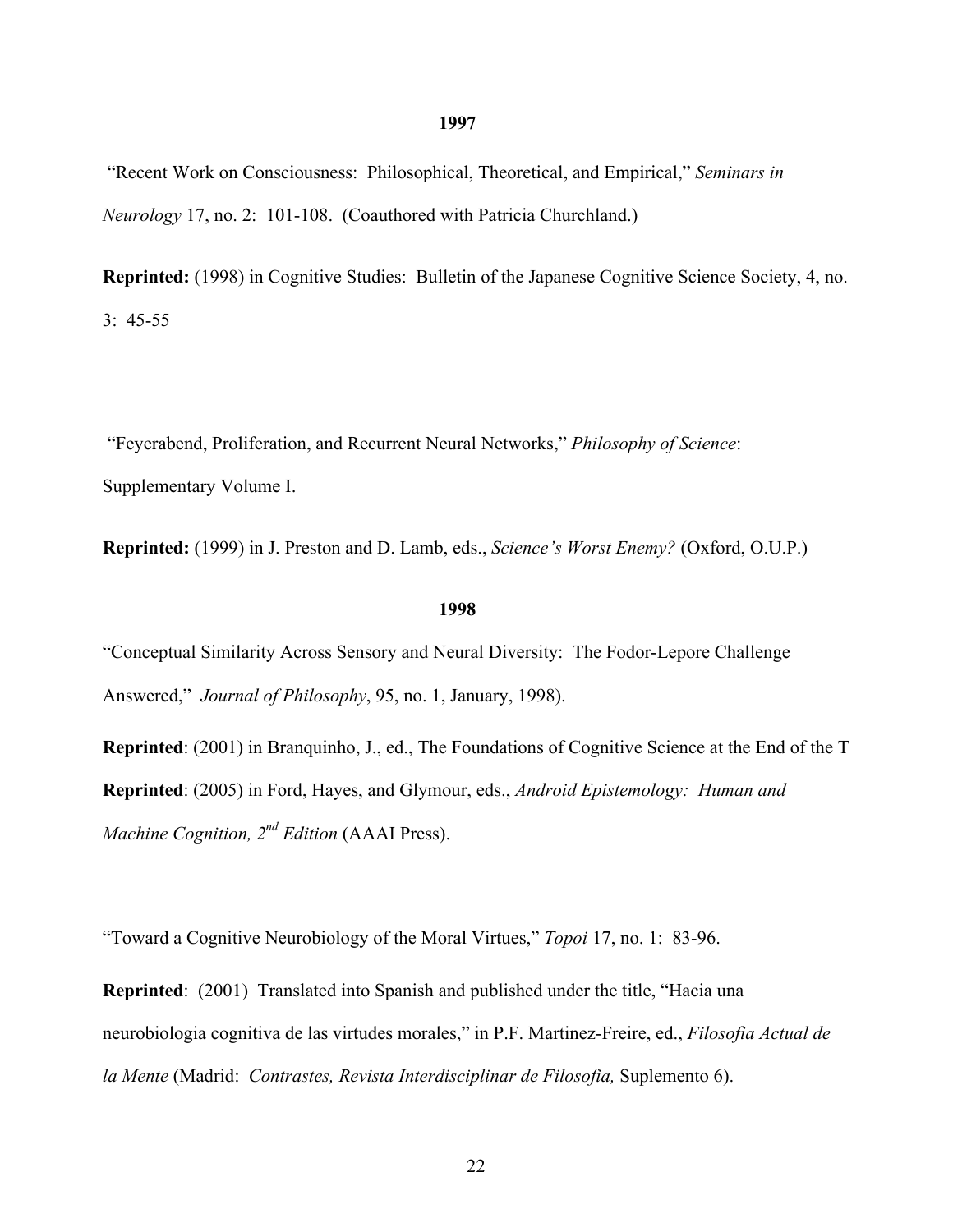**1997**

"Recent Work on Consciousness: Philosophical, Theoretical, and Empirical," *Seminars in Neurology* 17, no. 2: 101-108. (Coauthored with Patricia Churchland.)

**Reprinted:** (1998) in Cognitive Studies: Bulletin of the Japanese Cognitive Science Society, 4, no. 3: 45-55

"Feyerabend, Proliferation, and Recurrent Neural Networks," *Philosophy of Science*: Supplementary Volume I.

**Reprinted:** (1999) in J. Preston and D. Lamb, eds., *Science's Worst Enemy?* (Oxford, O.U.P.)

**1998**

"Conceptual Similarity Across Sensory and Neural Diversity: The Fodor-Lepore Challenge Answered," *Journal of Philosophy*, 95, no. 1, January, 1998).

**Reprinted**: (2001) in Branquinho, J., ed., The Foundations of Cognitive Science at the End of the T

**Reprinted**: (2005) in Ford, Hayes, and Glymour, eds., *Android Epistemology: Human and Machine Cognition, 2nd Edition* (AAAI Press).

"Toward a Cognitive Neurobiology of the Moral Virtues," *Topoi* 17, no. 1: 83-96.

**Reprinted**: (2001) Translated into Spanish and published under the title, "Hacia una neurobiologia cognitiva de las virtudes morales," in P.F. Martinez-Freire, ed., *Filosofia Actual de la Mente* (Madrid: *Contrastes, Revista Interdisciplinar de Filosofia,* Suplemento 6).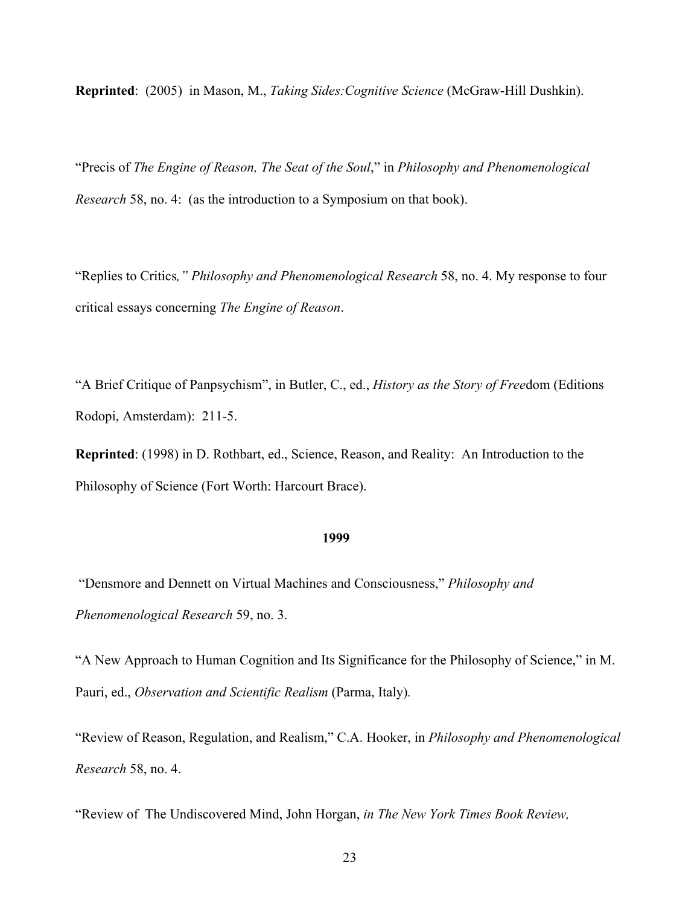**Reprinted**: (2005) in Mason, M., *Taking Sides:Cognitive Science* (McGraw-Hill Dushkin).

"Precis of *The Engine of Reason, The Seat of the Soul*," in *Philosophy and Phenomenological Research* 58, no. 4: (as the introduction to a Symposium on that book).

"Replies to Critics*," Philosophy and Phenomenological Research* 58, no. 4. My response to four critical essays concerning *The Engine of Reason*.

"A Brief Critique of Panpsychism", in Butler, C., ed., *History as the Story of Free*dom (Editions Rodopi, Amsterdam): 211-5.

**Reprinted**: (1998) in D. Rothbart, ed., Science, Reason, and Reality: An Introduction to the Philosophy of Science (Fort Worth: Harcourt Brace).

**1999**

"Densmore and Dennett on Virtual Machines and Consciousness," *Philosophy and Phenomenological Research* 59, no. 3.

"A New Approach to Human Cognition and Its Significance for the Philosophy of Science," in M. Pauri, ed., *Observation and Scientific Realism* (Parma, Italy).

"Review of Reason, Regulation, and Realism," C.A. Hooker, in *Philosophy and Phenomenological Research* 58, no. 4.

"Review of The Undiscovered Mind, John Horgan, *in The New York Times Book Review,*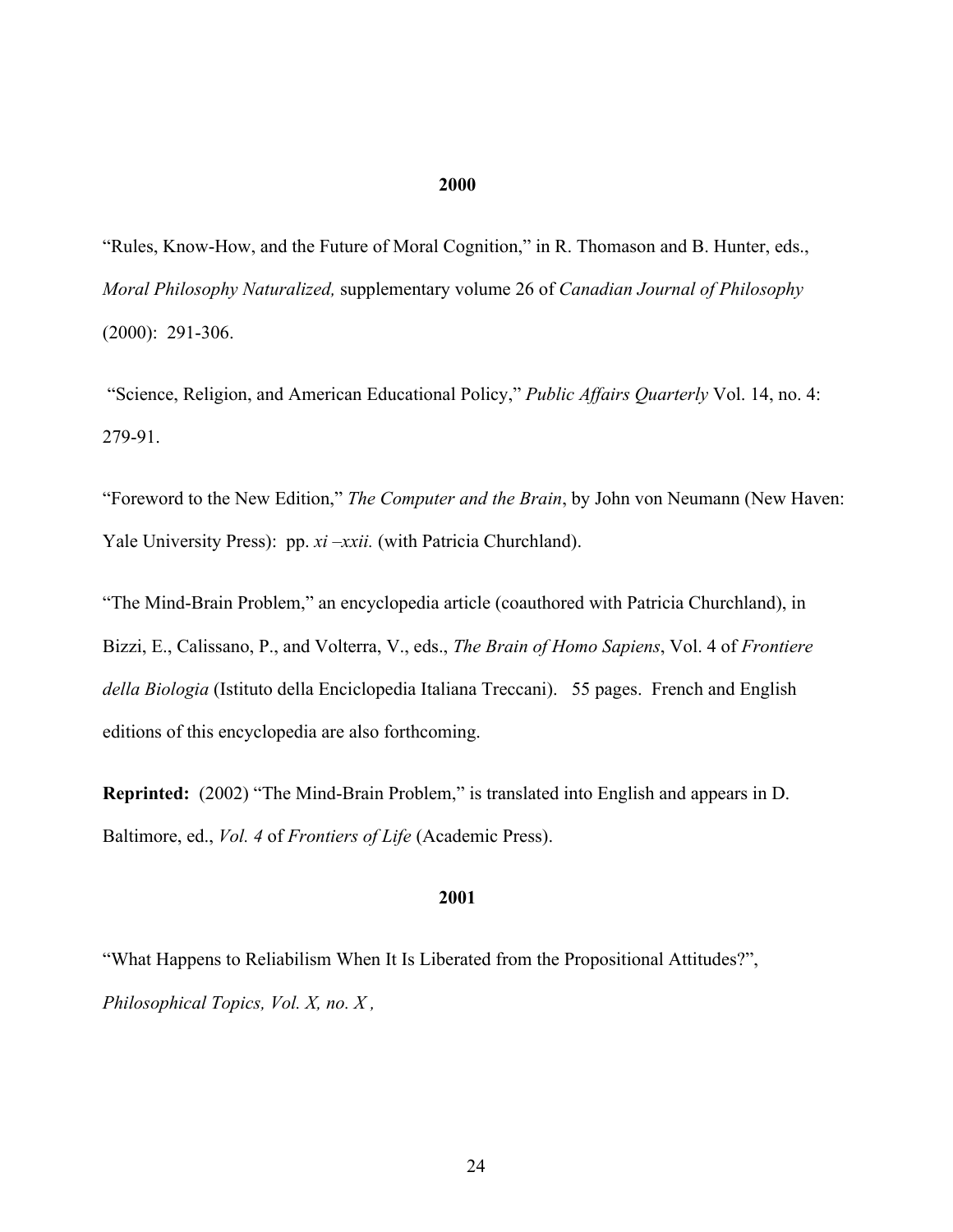**2000**

"Rules, Know-How, and the Future of Moral Cognition," in R. Thomason and B. Hunter, eds., *Moral Philosophy Naturalized,* supplementary volume 26 of *Canadian Journal of Philosophy* (2000): 291-306.

"Science, Religion, and American Educational Policy," *Public Affairs Quarterly* Vol. 14, no. 4: 279-91.

"Foreword to the New Edition," *The Computer and the Brain*, by John von Neumann (New Haven: Yale University Press): pp. *xi –xxii.* (with Patricia Churchland).

"The Mind-Brain Problem," an encyclopedia article (coauthored with Patricia Churchland), in Bizzi, E., Calissano, P., and Volterra, V., eds., *The Brain of Homo Sapiens*, Vol. 4 of *Frontiere della Biologia* (Istituto della Enciclopedia Italiana Treccani). 55 pages. French and English editions of this encyclopedia are also forthcoming.

**Reprinted:** (2002) "The Mind-Brain Problem," is translated into English and appears in D. Baltimore, ed., *Vol. 4* of *Frontiers of Life* (Academic Press).

**2001**

"What Happens to Reliabilism When It Is Liberated from the Propositional Attitudes?", *Philosophical Topics, Vol. X, no. X ,*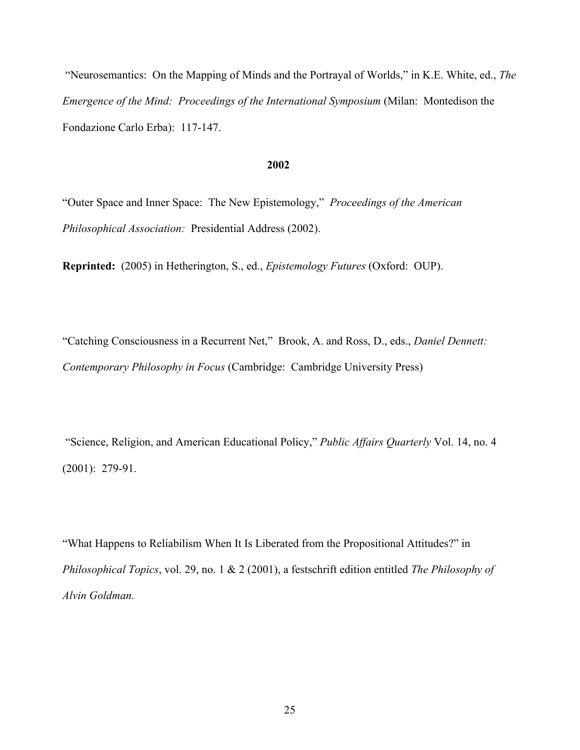"Neurosemantics: On the Mapping of Minds and the Portrayal of Worlds," in K.E. White, ed., *The Emergence of the Mind: Proceedings of the International Symposium* (Milan: Montedison the Fondazione Carlo Erba): 117-147.

**2002**

"Outer Space and Inner Space: The New Epistemology," *Proceedings of the American Philosophical Association:* Presidential Address (2002).

**Reprinted:** (2005) in Hetherington, S., ed., *Epistemology Futures* (Oxford: OUP).

"Catching Consciousness in a Recurrent Net," Brook, A. and Ross, D., eds., *Daniel Dennett: Contemporary Philosophy in Focus* (Cambridge: Cambridge University Press)

"Science, Religion, and American Educational Policy," *Public Affairs Quarterly* Vol. 14, no. 4 (2001): 279-91.

"What Happens to Reliabilism When It Is Liberated from the Propositional Attitudes?" in *Philosophical Topics*, vol. 29, no. 1 & 2 (2001), a festschrift edition entitled *The Philosophy of Alvin Goldman.*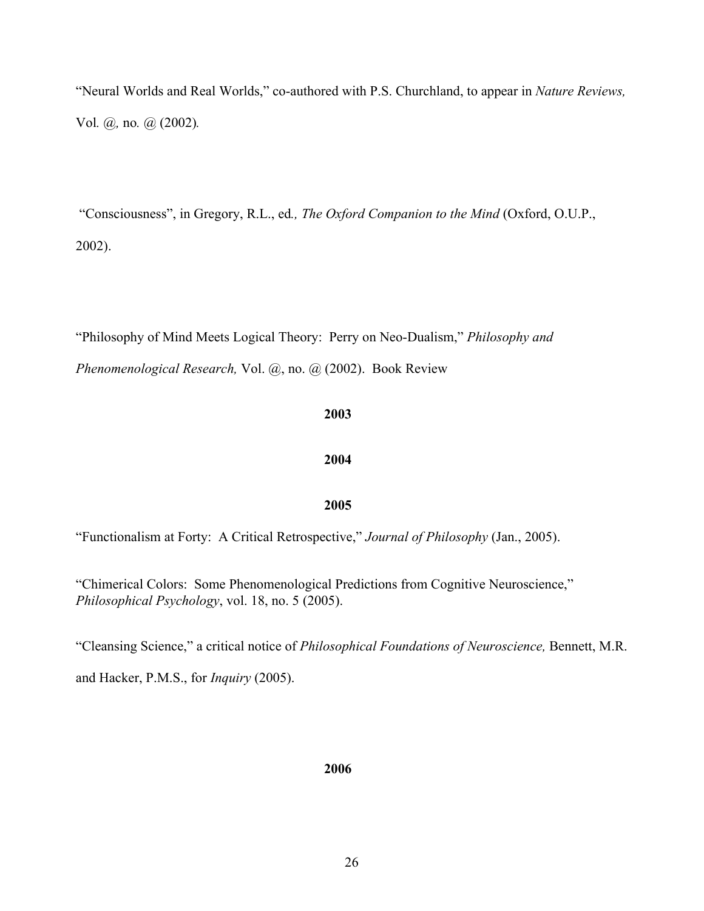"Neural Worlds and Real Worlds," co-authored with P.S. Churchland, to appear in *Nature Reviews,* Vol. @, no. @ (2002).

"Consciousness", in Gregory, R.L., ed., *The Oxford Companion to the Mind* (Oxford, O.U.P., 2002).

"Philosophy of Mind Meets Logical Theory: Perry on Neo-Dualism," *Philosophy and Phenomenological Research,* Vol. @, no. @ (2002). Book Review

**2003**

**2004**

**2005**

"Functionalism at Forty: A Critical Retrospective," *Journal of Philosophy* (Jan., 2005).

"Chimerical Colors: Some Phenomenological Predictions from Cognitive Neuroscience," *Philosophical Psychology*, vol. 18, no. 5 (2005).

"Cleansing Science," a critical notice of *Philosophical Foundations of Neuroscience,* Bennett, M.R. and Hacker, P.M.S., for *Inquiry* (2005).

**2006**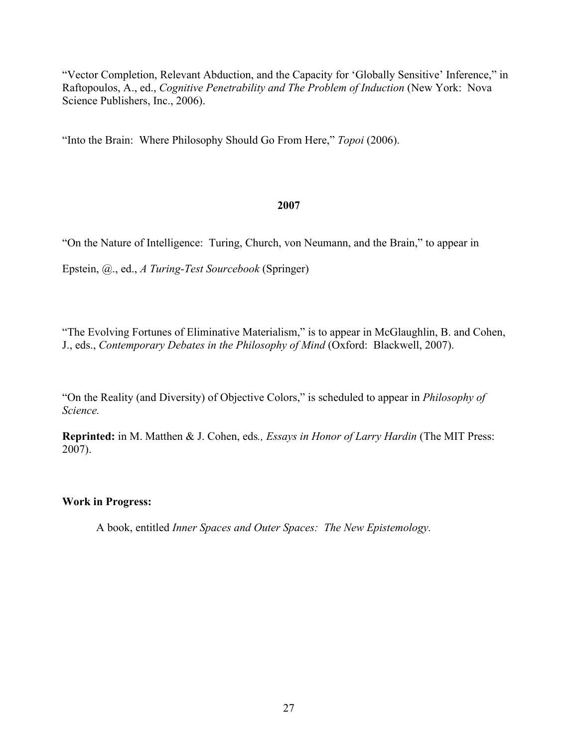"Vector Completion, Relevant Abduction, and the Capacity for 'Globally Sensitive' Inference," in Raftopoulos, A., ed., *Cognitive Penetrability and The Problem of Induction* (New York: Nova Science Publishers, Inc., 2006).

"Into the Brain: Where Philosophy Should Go From Here," *Topoi* (2006).

**2007**

"On the Nature of Intelligence: Turing, Church, von Neumann, and the Brain," to appear in

Epstein, @., ed., *A Turing-Test Sourcebook* (Springer)

"The Evolving Fortunes of Eliminative Materialism," is to appear in McGlaughlin, B. and Cohen, J., eds., *Contemporary Debates in the Philosophy of Mind* (Oxford: Blackwell, 2007).

"On the Reality (and Diversity) of Objective Colors," is scheduled to appear in *Philosophy of Science.*

**Reprinted:** in M. Matthen & J. Cohen, eds*., Essays in Honor of Larry Hardin* (The MIT Press: 2007).

**Work in Progress:**

A book, entitled *Inner Spaces and Outer Spaces: The New Epistemology.*